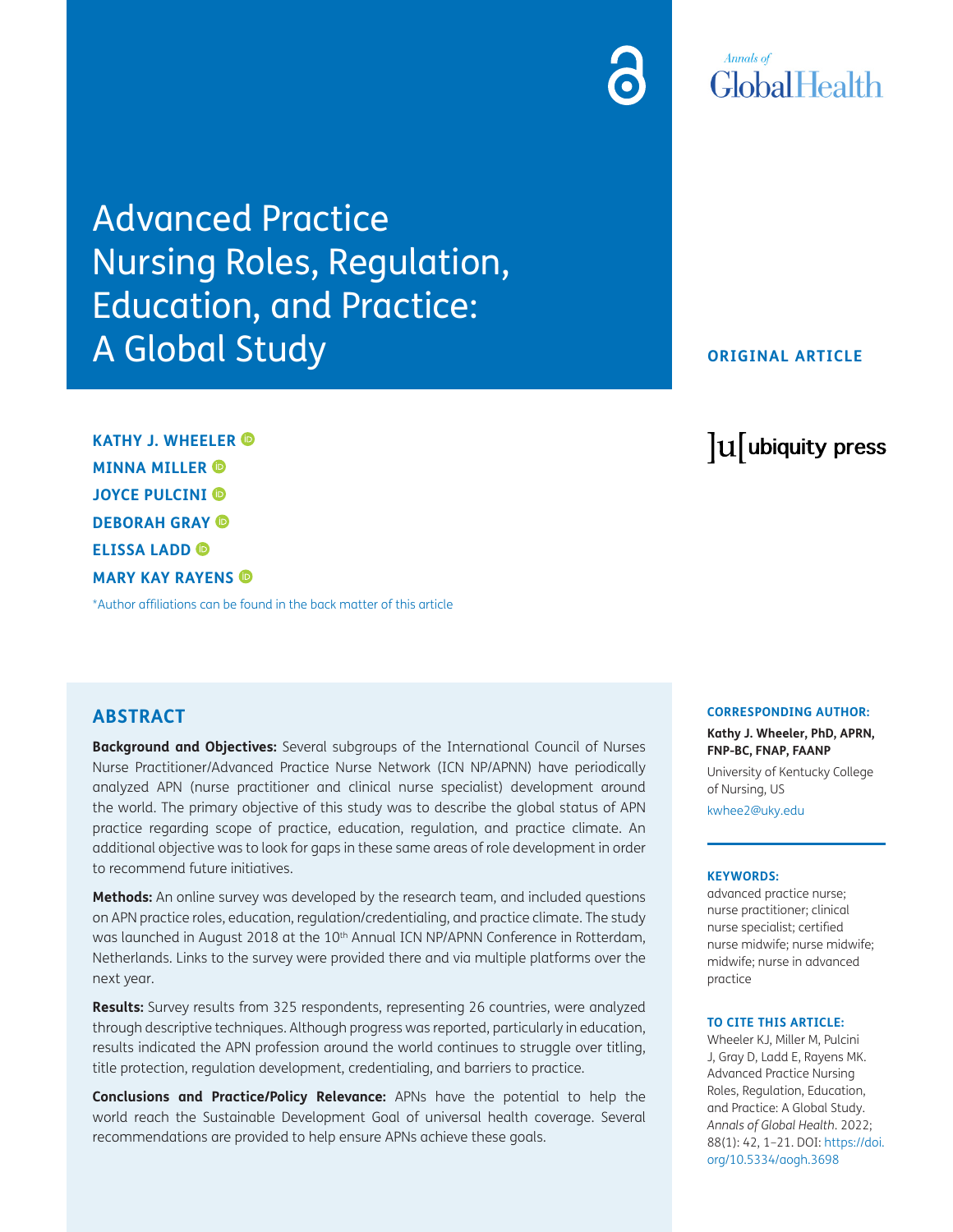Annals of Global Health

# Advanced Practice Nursing Roles, Regulation, Education, and Practice: A Global Study

ORIGINAL ARTICLE

**KATHY J. WHEELER**
**MINNA MILLER**
**JOYCE PULCINI**
**DEBORAH GRAY**
**ELISSA LADD**
**MARY KAY RAYENS**

*Author affiliations can be found in the back matter of this article

ubiquity press

## ABSTRACT

**Background and Objectives:** Several subgroups of the International Council of Nurses Nurse Practitioner/Advanced Practice Nurse Network (ICN NP/APNN) have periodically analyzed APN (nurse practitioner and clinical nurse specialist) development around the world. The primary objective of this study was to describe the global status of APN practice regarding scope of practice, education, regulation, and practice climate. An additional objective was to look for gaps in these same areas of role development in order to recommend future initiatives.

**Methods:** An online survey was developed by the research team, and included questions on APN practice roles, education, regulation/credentialing, and practice climate. The study was launched in August 2018 at the 10th Annual ICN NP/APNN Conference in Rotterdam, Netherlands. Links to the survey were provided there and via multiple platforms over the next year.

**Results:** Survey results from 325 respondents, representing 26 countries, were analyzed through descriptive techniques. Although progress was reported, particularly in education, results indicated the APN profession around the world continues to struggle over titling, title protection, regulation development, credentialing, and barriers to practice.

**Conclusions and Practice/Policy Relevance:** APNs have the potential to help the world reach the Sustainable Development Goal of universal health coverage. Several recommendations are provided to help ensure APNs achieve these goals.

**CORRESPONDING AUTHOR:**

**Kathy J. Wheeler, PhD, APRN, FNP-BC, FNAP, FAANP**

University of Kentucky College of Nursing, US

kwhee2@uky.edu

**KEYWORDS:**

advanced practice nurse; nurse practitioner; clinical nurse specialist; certified nurse midwife; nurse midwife; midwife; nurse in advanced practice

**TO CITE THIS ARTICLE:**

Wheeler KJ, Miller M, Pulcini J, Gray D, Ladd E, Rayens MK. Advanced Practice Nursing Roles, Regulation, Education, and Practice: A Global Study. *Annals of Global Health*. 2022; 88(1): 42, 1–21. DOI: https://doi.org/10.5334/aogh.3698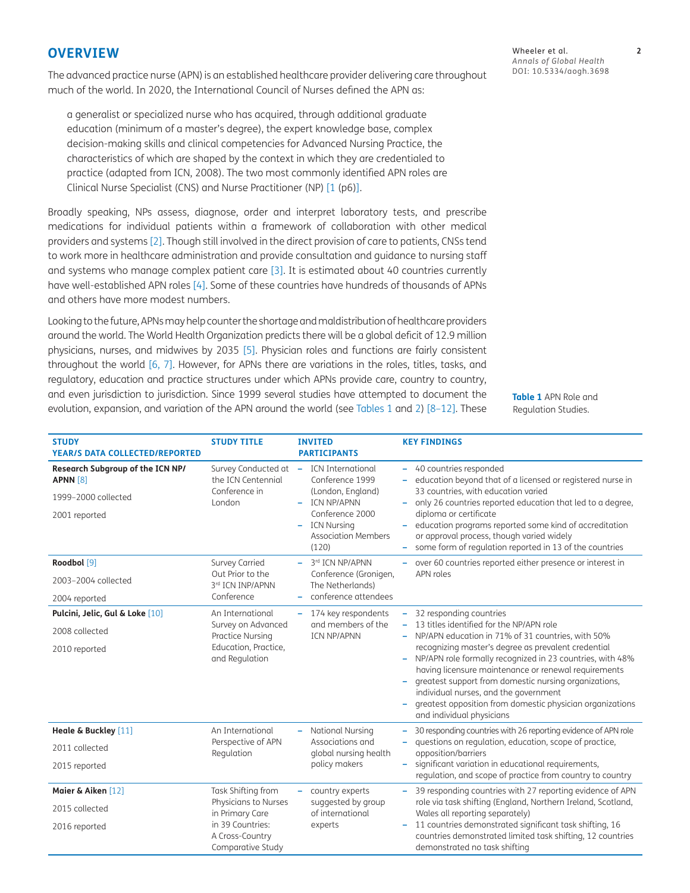## OVERVIEW

The advanced practice nurse (APN) is an established healthcare provider delivering care throughout much of the world. In 2020, the International Council of Nurses defined the APN as:

> a generalist or specialized nurse who has acquired, through additional graduate education (minimum of a master's degree), the expert knowledge base, complex decision-making skills and clinical competencies for Advanced Nursing Practice, the characteristics of which are shaped by the context in which they are credentialed to practice (adapted from ICN, 2008). The two most commonly identified APN roles are Clinical Nurse Specialist (CNS) and Nurse Practitioner (NP) [1 (p6)].

Broadly speaking, NPs assess, diagnose, order and interpret laboratory tests, and prescribe medications for individual patients within a framework of collaboration with other medical providers and systems [2]. Though still involved in the direct provision of care to patients, CNSs tend to work more in healthcare administration and provide consultation and guidance to nursing staff and systems who manage complex patient care [3]. It is estimated about 40 countries currently have well-established APN roles [4]. Some of these countries have hundreds of thousands of APNs and others have more modest numbers.

Looking to the future, APNs may help counter the shortage and maldistribution of healthcare providers around the world. The World Health Organization predicts there will be a global deficit of 12.9 million physicians, nurses, and midwives by 2035 [5]. Physician roles and functions are fairly consistent throughout the world [6, 7]. However, for APNs there are variations in the roles, titles, tasks, and regulatory, education and practice structures under which APNs provide care, country to country, and even jurisdiction to jurisdiction. Since 1999 several studies have attempted to document the evolution, expansion, and variation of the APN around the world (see Tables 1 and 2) [8–12]. These

**Table 1** APN Role and Regulation Studies.

| STUDY YEAR/S DATA COLLECTED/REPORTED | STUDY TITLE | INVITED PARTICIPANTS | KEY FINDINGS |
|---|---|---|---|
| **Research Subgroup of the ICN NP/APNN** [8]<br>1999–2000 collected<br>2001 reported | Survey Conducted at the ICN Centennial Conference in London | – ICN International Conference 1999 (London, England)<br>– ICN NP/APNN Conference 2000<br>– ICN Nursing Association Members (120) | – 40 countries responded<br>– education beyond that of a licensed or registered nurse in 33 countries, with education varied<br>– only 26 countries reported education that led to a degree, diploma or certificate<br>– education programs reported some kind of accreditation or approval process, though varied widely<br>– some form of regulation reported in 13 of the countries |
| **Roodbol** [9]<br>2003–2004 collected<br>2004 reported | Survey Carried Out Prior to the 3rd ICN INP/APNN Conference | – 3rd ICN NP/APNN Conference (Gronigen, The Netherlands)<br>– conference attendees | – over 60 countries reported either presence or interest in APN roles |
| **Pulcini, Jelic, Gul & Loke** [10]<br>2008 collected<br>2010 reported | An International Survey on Advanced Practice Nursing Education, Practice, and Regulation | – 174 key respondents and members of the ICN NP/APNN | – 32 responding countries<br>– 13 titles identified for the NP/APN role<br>– NP/APN education in 71% of 31 countries, with 50% recognizing master's degree as prevalent credential<br>– NP/APN role formally recognized in 23 countries, with 48% having licensure maintenance or renewal requirements<br>– greatest support from domestic nursing organizations, individual nurses, and the government<br>– greatest opposition from domestic physician organizations and individual physicians |
| **Heale & Buckley** [11]<br>2011 collected<br>2015 reported | An International Perspective of APN Regulation | – National Nursing Associations and global nursing health policy makers | – 30 responding countries with 26 reporting evidence of APN role<br>– questions on regulation, education, scope of practice, opposition/barriers<br>– significant variation in educational requirements, regulation, and scope of practice from country to country |
| **Maier & Aiken** [12]<br>2015 collected<br>2016 reported | Task Shifting from Physicians to Nurses in Primary Care in 39 Countries: A Cross-Country Comparative Study | – country experts suggested by group of international experts | – 39 responding countries with 27 reporting evidence of APN role via task shifting (England, Northern Ireland, Scotland, Wales all reporting separately)<br>– 11 countries demonstrated significant task shifting, 16 countries demonstrated limited task shifting, 12 countries demonstrated no task shifting |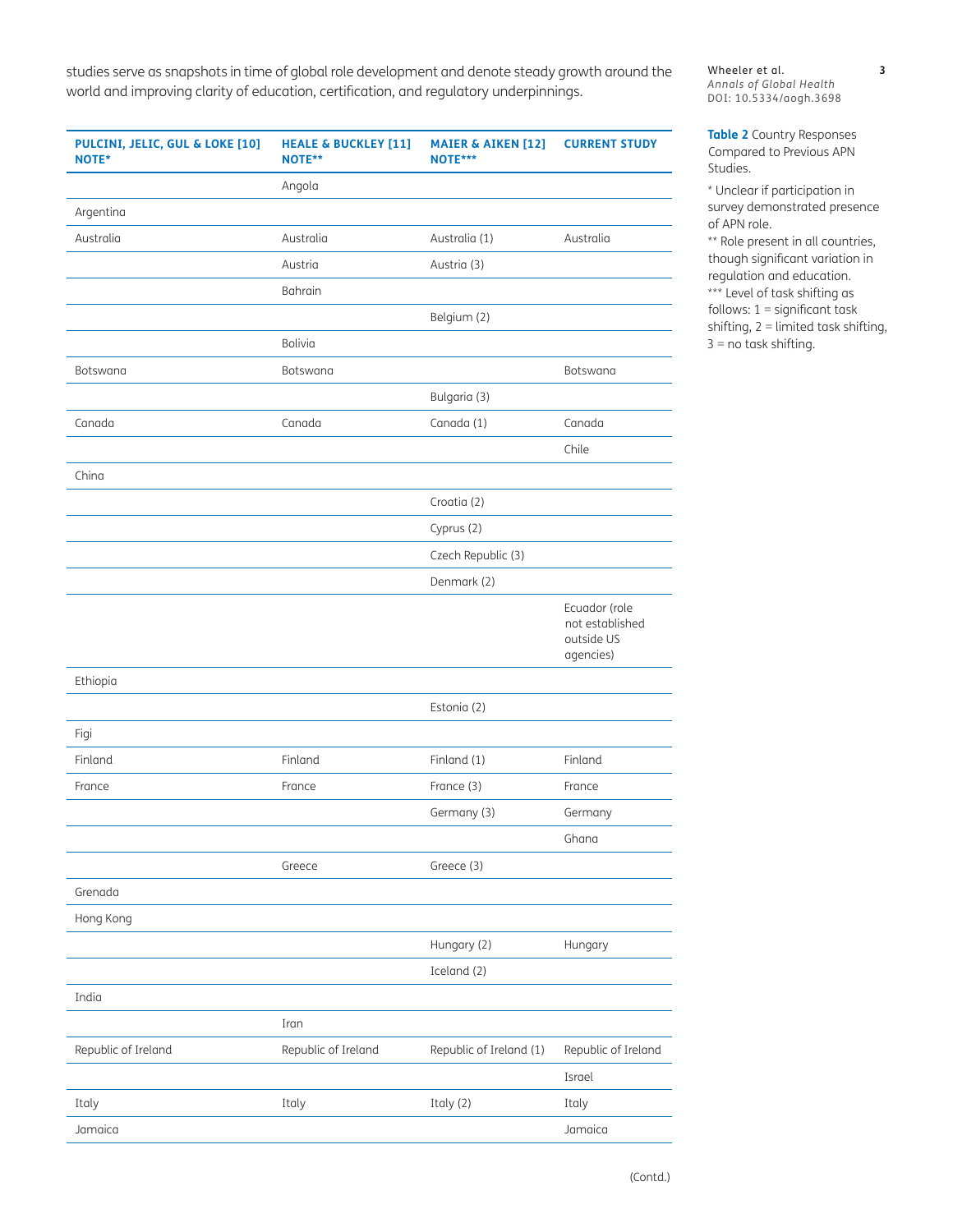studies serve as snapshots in time of global role development and denote steady growth around the world and improving clarity of education, certification, and regulatory underpinnings.

| PULCINI, JELIC, GUL & LOKE [10] NOTE* | HEALE & BUCKLEY [11] NOTE** | MAIER & AIKEN [12] NOTE*** | CURRENT STUDY |
|---|---|---|---|
| | Angola | | |
| Argentina | | | |
| Australia | Australia | Australia (1) | Australia |
| | Austria | Austria (3) | |
| | Bahrain | | |
| | | Belgium (2) | |
| | Bolivia | | |
| Botswana | Botswana | | Botswana |
| | | Bulgaria (3) | |
| Canada | Canada | Canada (1) | Canada |
| | | | Chile |
| China | | | |
| | | Croatia (2) | |
| | | Cyprus (2) | |
| | | Czech Republic (3) | |
| | | Denmark (2) | |
| | | | Ecuador (role not established outside US agencies) |
| Ethiopia | | | |
| | | Estonia (2) | |
| Figi | | | |
| Finland | Finland | Finland (1) | Finland |
| France | France | France (3) | France |
| | | Germany (3) | Germany |
| | | | Ghana |
| | Greece | Greece (3) | |
| Grenada | | | |
| Hong Kong | | | |
| | | Hungary (2) | Hungary |
| | | Iceland (2) | |
| India | | | |
| | Iran | | |
| Republic of Ireland | Republic of Ireland | Republic of Ireland (1) | Republic of Ireland |
| | | | Israel |
| Italy | Italy | Italy (2) | Italy |
| Jamaica | | | Jamaica |

(Contd.)

**Table 2** Country Responses Compared to Previous APN Studies.

* Unclear if participation in survey demonstrated presence of APN role.
** Role present in all countries, though significant variation in regulation and education.
*** Level of task shifting as follows: 1 = significant task shifting, 2 = limited task shifting, 3 = no task shifting.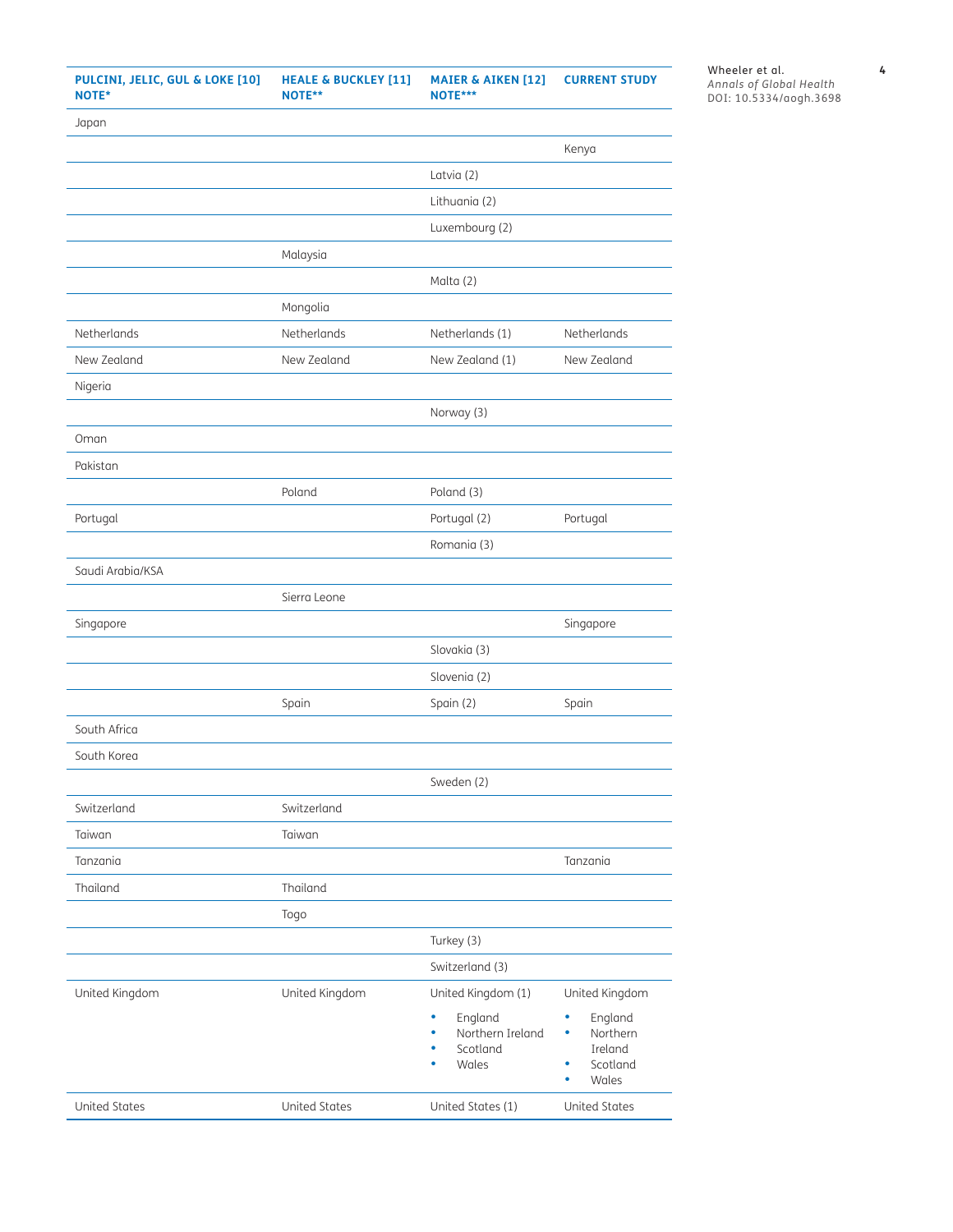| PULCINI, JELIC, GUL & LOKE [10] NOTE* | HEALE & BUCKLEY [11] NOTE** | MAIER & AIKEN [12] NOTE*** | CURRENT STUDY |
|---|---|---|---|
| Japan | | | |
| | | | Kenya |
| | | Latvia (2) | |
| | | Lithuania (2) | |
| | | Luxembourg (2) | |
| | Malaysia | | |
| | | Malta (2) | |
| | Mongolia | | |
| Netherlands | Netherlands | Netherlands (1) | Netherlands |
| New Zealand | New Zealand | New Zealand (1) | New Zealand |
| Nigeria | | | |
| | | Norway (3) | |
| Oman | | | |
| Pakistan | | | |
| | Poland | Poland (3) | |
| Portugal | | Portugal (2) | Portugal |
| | | Romania (3) | |
| Saudi Arabia/KSA | | | |
| | Sierra Leone | | |
| Singapore | | | Singapore |
| | | Slovakia (3) | |
| | | Slovenia (2) | |
| | Spain | Spain (2) | Spain |
| South Africa | | | |
| South Korea | | | |
| | | Sweden (2) | |
| Switzerland | Switzerland | | |
| Taiwan | Taiwan | | |
| Tanzania | | | Tanzania |
| Thailand | Thailand | | |
| | Togo | | |
| | | Turkey (3) | |
| | | Switzerland (3) | |
| United Kingdom | United Kingdom | United Kingdom (1)<br>• England<br>• Northern Ireland<br>• Scotland<br>• Wales | United Kingdom<br>• England<br>• Northern Ireland<br>• Scotland<br>• Wales |
| United States | United States | United States (1) | United States |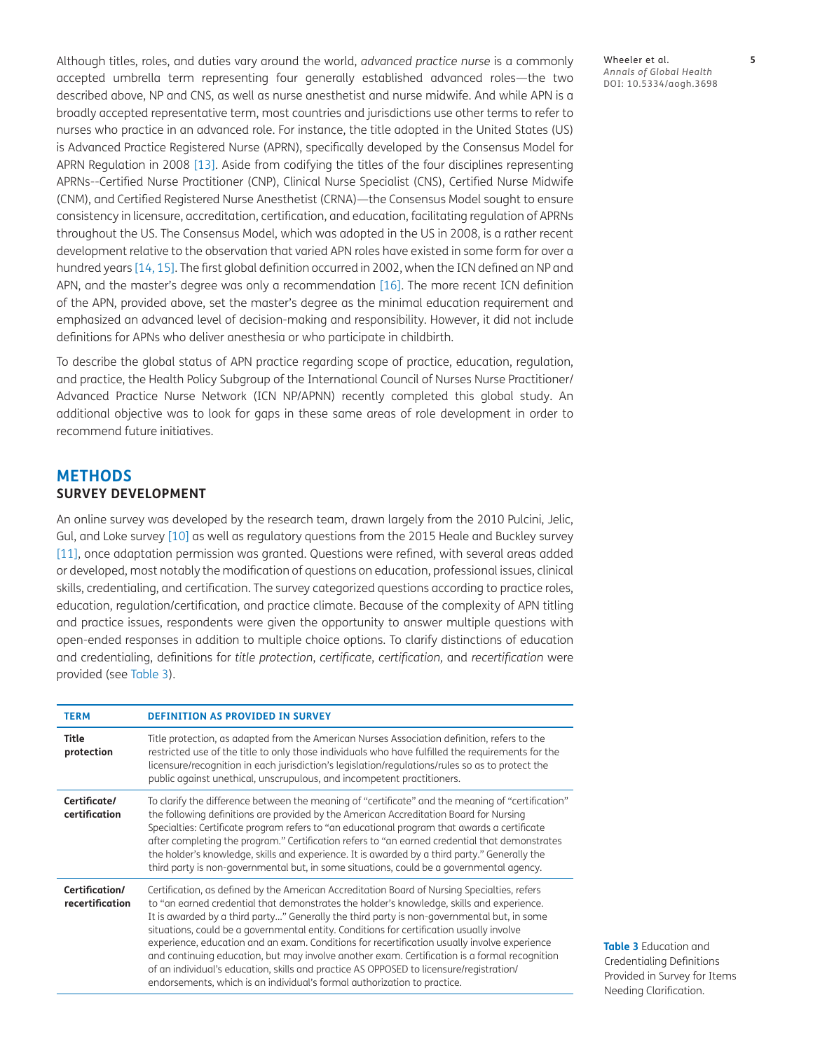Although titles, roles, and duties vary around the world, *advanced practice nurse* is a commonly accepted umbrella term representing four generally established advanced roles—the two described above, NP and CNS, as well as nurse anesthetist and nurse midwife. And while APN is a broadly accepted representative term, most countries and jurisdictions use other terms to refer to nurses who practice in an advanced role. For instance, the title adopted in the United States (US) is Advanced Practice Registered Nurse (APRN), specifically developed by the Consensus Model for APRN Regulation in 2008 [13]. Aside from codifying the titles of the four disciplines representing APRNs--Certified Nurse Practitioner (CNP), Clinical Nurse Specialist (CNS), Certified Nurse Midwife (CNM), and Certified Registered Nurse Anesthetist (CRNA)—the Consensus Model sought to ensure consistency in licensure, accreditation, certification, and education, facilitating regulation of APRNs throughout the US. The Consensus Model, which was adopted in the US in 2008, is a rather recent development relative to the observation that varied APN roles have existed in some form for over a hundred years [14, 15]. The first global definition occurred in 2002, when the ICN defined an NP and APN, and the master's degree was only a recommendation [16]. The more recent ICN definition of the APN, provided above, set the master's degree as the minimal education requirement and emphasized an advanced level of decision-making and responsibility. However, it did not include definitions for APNs who deliver anesthesia or who participate in childbirth.

To describe the global status of APN practice regarding scope of practice, education, regulation, and practice, the Health Policy Subgroup of the International Council of Nurses Nurse Practitioner/Advanced Practice Nurse Network (ICN NP/APNN) recently completed this global study. An additional objective was to look for gaps in these same areas of role development in order to recommend future initiatives.

## METHODS

### SURVEY DEVELOPMENT

An online survey was developed by the research team, drawn largely from the 2010 Pulcini, Jelic, Gul, and Loke survey [10] as well as regulatory questions from the 2015 Heale and Buckley survey [11], once adaptation permission was granted. Questions were refined, with several areas added or developed, most notably the modification of questions on education, professional issues, clinical skills, credentialing, and certification. The survey categorized questions according to practice roles, education, regulation/certification, and practice climate. Because of the complexity of APN titling and practice issues, respondents were given the opportunity to answer multiple questions with open-ended responses in addition to multiple choice options. To clarify distinctions of education and credentialing, definitions for *title protection*, *certificate*, *certification,* and *recertification* were provided (see Table 3).

| TERM | DEFINITION AS PROVIDED IN SURVEY |
|---|---|
| **Title protection** | Title protection, as adapted from the American Nurses Association definition, refers to the restricted use of the title to only those individuals who have fulfilled the requirements for the licensure/recognition in each jurisdiction's legislation/regulations/rules so as to protect the public against unethical, unscrupulous, and incompetent practitioners. |
| **Certificate/ certification** | To clarify the difference between the meaning of "certificate" and the meaning of "certification" the following definitions are provided by the American Accreditation Board for Nursing Specialties: Certificate program refers to "an educational program that awards a certificate after completing the program." Certification refers to "an earned credential that demonstrates the holder's knowledge, skills and experience. It is awarded by a third party." Generally the third party is non-governmental but, in some situations, could be a governmental agency. |
| **Certification/ recertification** | Certification, as defined by the American Accreditation Board of Nursing Specialties, refers to "an earned credential that demonstrates the holder's knowledge, skills and experience. It is awarded by a third party…" Generally the third party is non-governmental but, in some situations, could be a governmental entity. Conditions for certification usually involve experience, education and an exam. Conditions for recertification usually involve experience and continuing education, but may involve another exam. Certification is a formal recognition of an individual's education, skills and practice AS OPPOSED to licensure/registration/endorsements, which is an individual's formal authorization to practice. |

**Table 3** Education and Credentialing Definitions Provided in Survey for Items Needing Clarification.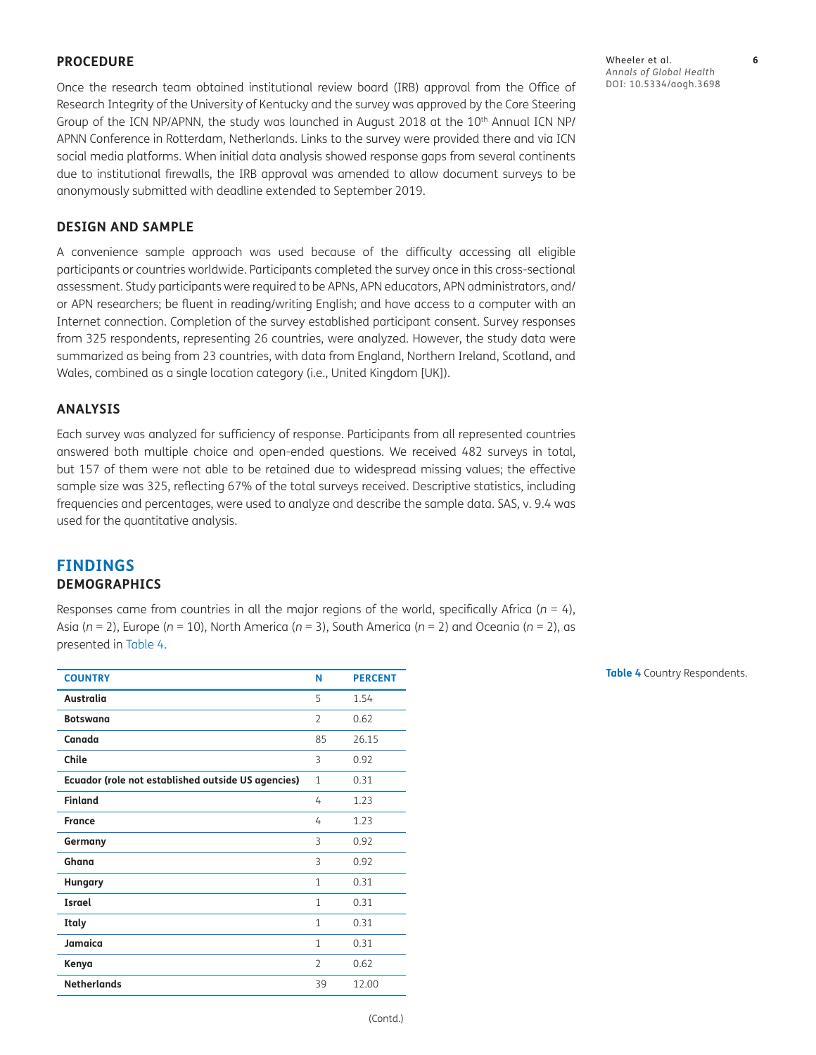## PROCEDURE

Once the research team obtained institutional review board (IRB) approval from the Office of Research Integrity of the University of Kentucky and the survey was approved by the Core Steering Group of the ICN NP/APNN, the study was launched in August 2018 at the 10th Annual ICN NP/APNN Conference in Rotterdam, Netherlands. Links to the survey were provided there and via ICN social media platforms. When initial data analysis showed response gaps from several continents due to institutional firewalls, the IRB approval was amended to allow document surveys to be anonymously submitted with deadline extended to September 2019.

## DESIGN AND SAMPLE

A convenience sample approach was used because of the difficulty accessing all eligible participants or countries worldwide. Participants completed the survey once in this cross-sectional assessment. Study participants were required to be APNs, APN educators, APN administrators, and/or APN researchers; be fluent in reading/writing English; and have access to a computer with an Internet connection. Completion of the survey established participant consent. Survey responses from 325 respondents, representing 26 countries, were analyzed. However, the study data were summarized as being from 23 countries, with data from England, Northern Ireland, Scotland, and Wales, combined as a single location category (i.e., United Kingdom [UK]).

## ANALYSIS

Each survey was analyzed for sufficiency of response. Participants from all represented countries answered both multiple choice and open-ended questions. We received 482 surveys in total, but 157 of them were not able to be retained due to widespread missing values; the effective sample size was 325, reflecting 67% of the total surveys received. Descriptive statistics, including frequencies and percentages, were used to analyze and describe the sample data. SAS, v. 9.4 was used for the quantitative analysis.

# FINDINGS

## DEMOGRAPHICS

Responses came from countries in all the major regions of the world, specifically Africa (*n* = 4), Asia (*n* = 2), Europe (*n* = 10), North America (*n* = 3), South America (*n* = 2) and Oceania (*n* = 2), as presented in Table 4.

**Table 4** Country Respondents.

| COUNTRY | N | PERCENT |
|---|---|---|
| **Australia** | 5 | 1.54 |
| **Botswana** | 2 | 0.62 |
| **Canada** | 85 | 26.15 |
| **Chile** | 3 | 0.92 |
| **Ecuador (role not established outside US agencies)** | 1 | 0.31 |
| **Finland** | 4 | 1.23 |
| **France** | 4 | 1.23 |
| **Germany** | 3 | 0.92 |
| **Ghana** | 3 | 0.92 |
| **Hungary** | 1 | 0.31 |
| **Israel** | 1 | 0.31 |
| **Italy** | 1 | 0.31 |
| **Jamaica** | 1 | 0.31 |
| **Kenya** | 2 | 0.62 |
| **Netherlands** | 39 | 12.00 |

(Contd.)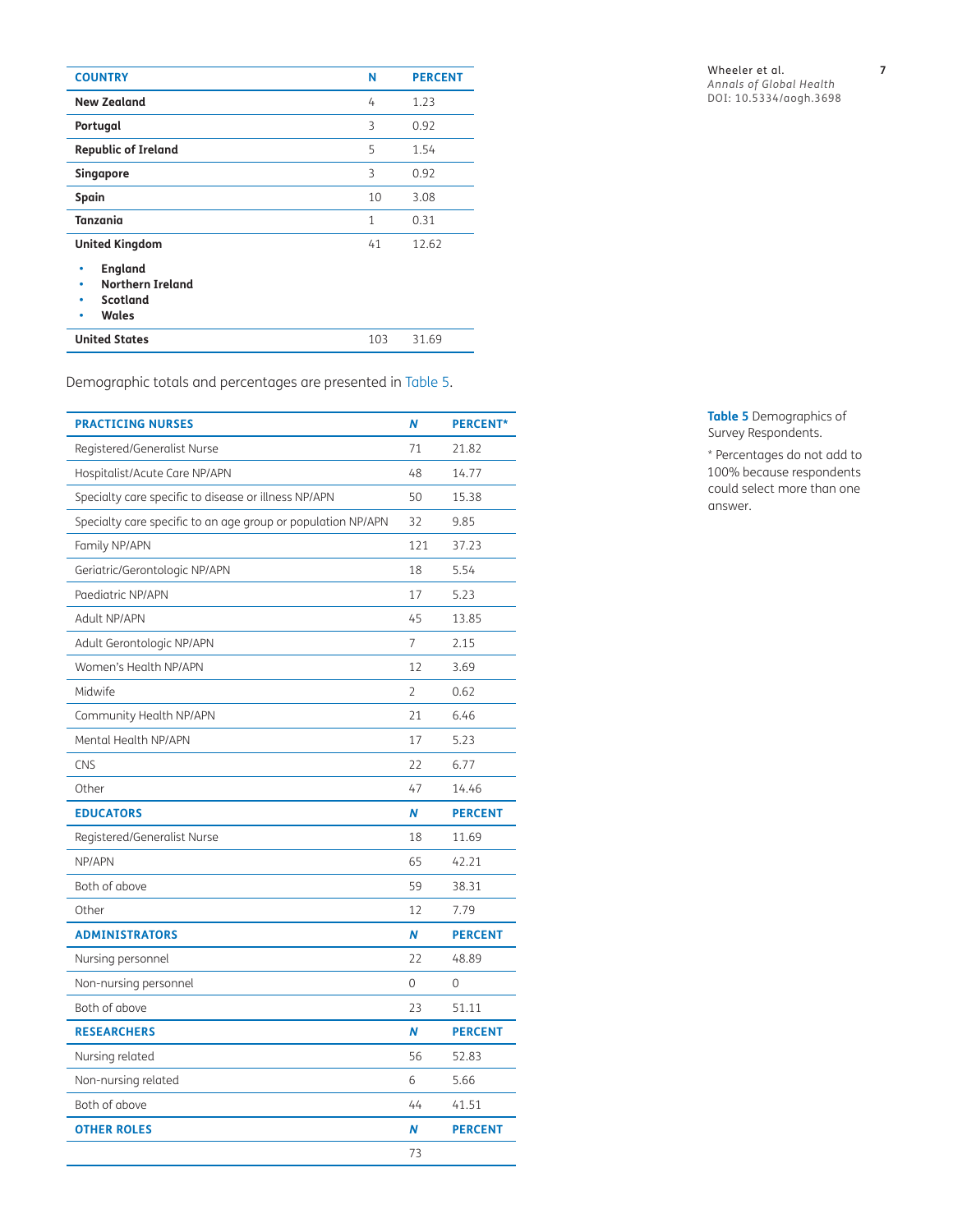| COUNTRY | N | PERCENT |
|---|---|---|
| **New Zealand** | 4 | 1.23 |
| **Portugal** | 3 | 0.92 |
| **Republic of Ireland** | 5 | 1.54 |
| **Singapore** | 3 | 0.92 |
| **Spain** | 10 | 3.08 |
| **Tanzania** | 1 | 0.31 |
| **United Kingdom**<br>• **England**<br>• **Northern Ireland**<br>• **Scotland**<br>• **Wales** | 41 | 12.62 |
| **United States** | 103 | 31.69 |

Demographic totals and percentages are presented in Table 5.

**Table 5** Demographics of Survey Respondents.

| PRACTICING NURSES | *N* | PERCENT* |
|---|---|---|
| Registered/Generalist Nurse | 71 | 21.82 |
| Hospitalist/Acute Care NP/APN | 48 | 14.77 |
| Specialty care specific to disease or illness NP/APN | 50 | 15.38 |
| Specialty care specific to an age group or population NP/APN | 32 | 9.85 |
| Family NP/APN | 121 | 37.23 |
| Geriatric/Gerontologic NP/APN | 18 | 5.54 |
| Paediatric NP/APN | 17 | 5.23 |
| Adult NP/APN | 45 | 13.85 |
| Adult Gerontologic NP/APN | 7 | 2.15 |
| Women's Health NP/APN | 12 | 3.69 |
| Midwife | 2 | 0.62 |
| Community Health NP/APN | 21 | 6.46 |
| Mental Health NP/APN | 17 | 5.23 |
| CNS | 22 | 6.77 |
| Other | 47 | 14.46 |
| **EDUCATORS** | ***N*** | **PERCENT** |
| Registered/Generalist Nurse | 18 | 11.69 |
| NP/APN | 65 | 42.21 |
| Both of above | 59 | 38.31 |
| Other | 12 | 7.79 |
| **ADMINISTRATORS** | ***N*** | **PERCENT** |
| Nursing personnel | 22 | 48.89 |
| Non-nursing personnel | 0 | 0 |
| Both of above | 23 | 51.11 |
| **RESEARCHERS** | ***N*** | **PERCENT** |
| Nursing related | 56 | 52.83 |
| Non-nursing related | 6 | 5.66 |
| Both of above | 44 | 41.51 |
| **OTHER ROLES** | ***N*** | **PERCENT** |
| | 73 | |

\* Percentages do not add to 100% because respondents could select more than one answer.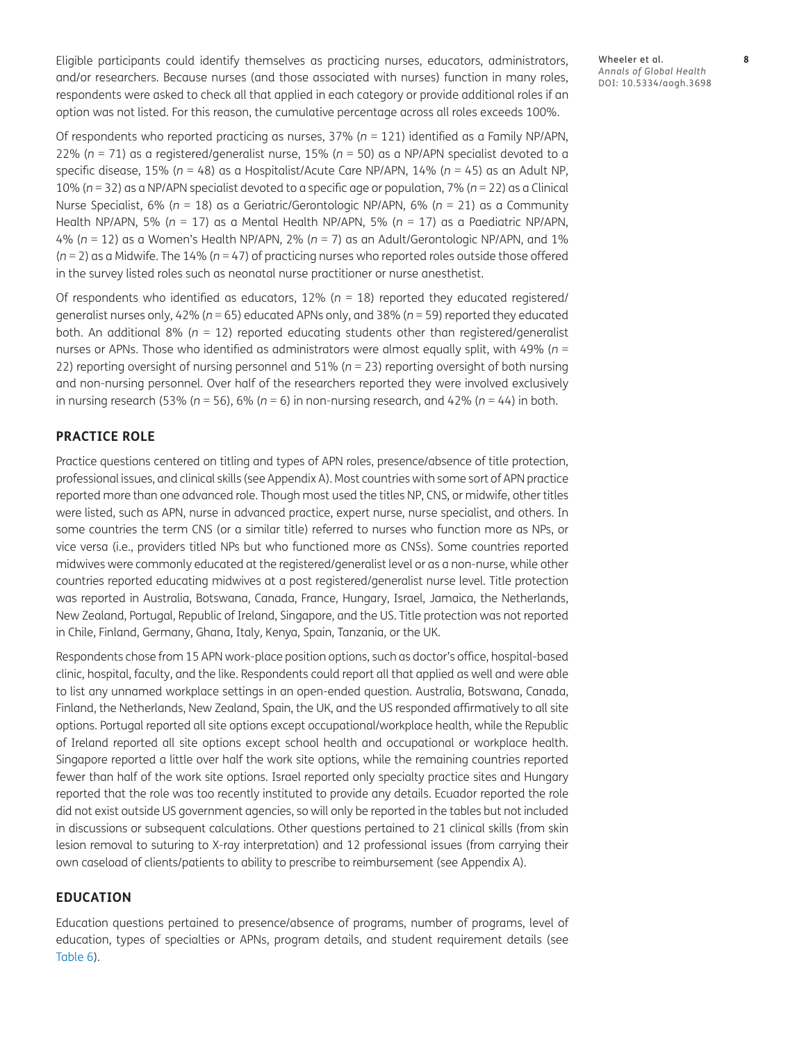Eligible participants could identify themselves as practicing nurses, educators, administrators, and/or researchers. Because nurses (and those associated with nurses) function in many roles, respondents were asked to check all that applied in each category or provide additional roles if an option was not listed. For this reason, the cumulative percentage across all roles exceeds 100%.

Of respondents who reported practicing as nurses, 37% (*n* = 121) identified as a Family NP/APN, 22% (*n* = 71) as a registered/generalist nurse, 15% (*n* = 50) as a NP/APN specialist devoted to a specific disease, 15% (*n* = 48) as a Hospitalist/Acute Care NP/APN, 14% (*n* = 45) as an Adult NP, 10% (*n* = 32) as a NP/APN specialist devoted to a specific age or population, 7% (*n* = 22) as a Clinical Nurse Specialist, 6% (*n* = 18) as a Geriatric/Gerontologic NP/APN, 6% (*n* = 21) as a Community Health NP/APN, 5% (*n* = 17) as a Mental Health NP/APN, 5% (*n* = 17) as a Paediatric NP/APN, 4% (*n* = 12) as a Women's Health NP/APN, 2% (*n* = 7) as an Adult/Gerontologic NP/APN, and 1% (*n* = 2) as a Midwife. The 14% (*n* = 47) of practicing nurses who reported roles outside those offered in the survey listed roles such as neonatal nurse practitioner or nurse anesthetist.

Of respondents who identified as educators, 12% (*n* = 18) reported they educated registered/generalist nurses only, 42% (*n* = 65) educated APNs only, and 38% (*n* = 59) reported they educated both. An additional 8% (*n* = 12) reported educating students other than registered/generalist nurses or APNs. Those who identified as administrators were almost equally split, with 49% (*n* = 22) reporting oversight of nursing personnel and 51% (*n* = 23) reporting oversight of both nursing and non-nursing personnel. Over half of the researchers reported they were involved exclusively in nursing research (53% (*n* = 56), 6% (*n* = 6) in non-nursing research, and 42% (*n* = 44) in both.

## PRACTICE ROLE

Practice questions centered on titling and types of APN roles, presence/absence of title protection, professional issues, and clinical skills (see Appendix A). Most countries with some sort of APN practice reported more than one advanced role. Though most used the titles NP, CNS, or midwife, other titles were listed, such as APN, nurse in advanced practice, expert nurse, nurse specialist, and others. In some countries the term CNS (or a similar title) referred to nurses who function more as NPs, or vice versa (i.e., providers titled NPs but who functioned more as CNSs). Some countries reported midwives were commonly educated at the registered/generalist level or as a non-nurse, while other countries reported educating midwives at a post registered/generalist nurse level. Title protection was reported in Australia, Botswana, Canada, France, Hungary, Israel, Jamaica, the Netherlands, New Zealand, Portugal, Republic of Ireland, Singapore, and the US. Title protection was not reported in Chile, Finland, Germany, Ghana, Italy, Kenya, Spain, Tanzania, or the UK.

Respondents chose from 15 APN work-place position options, such as doctor's office, hospital-based clinic, hospital, faculty, and the like. Respondents could report all that applied as well and were able to list any unnamed workplace settings in an open-ended question. Australia, Botswana, Canada, Finland, the Netherlands, New Zealand, Spain, the UK, and the US responded affirmatively to all site options. Portugal reported all site options except occupational/workplace health, while the Republic of Ireland reported all site options except school health and occupational or workplace health. Singapore reported a little over half the work site options, while the remaining countries reported fewer than half of the work site options. Israel reported only specialty practice sites and Hungary reported that the role was too recently instituted to provide any details. Ecuador reported the role did not exist outside US government agencies, so will only be reported in the tables but not included in discussions or subsequent calculations. Other questions pertained to 21 clinical skills (from skin lesion removal to suturing to X-ray interpretation) and 12 professional issues (from carrying their own caseload of clients/patients to ability to prescribe to reimbursement (see Appendix A).

## EDUCATION

Education questions pertained to presence/absence of programs, number of programs, level of education, types of specialties or APNs, program details, and student requirement details (see Table 6).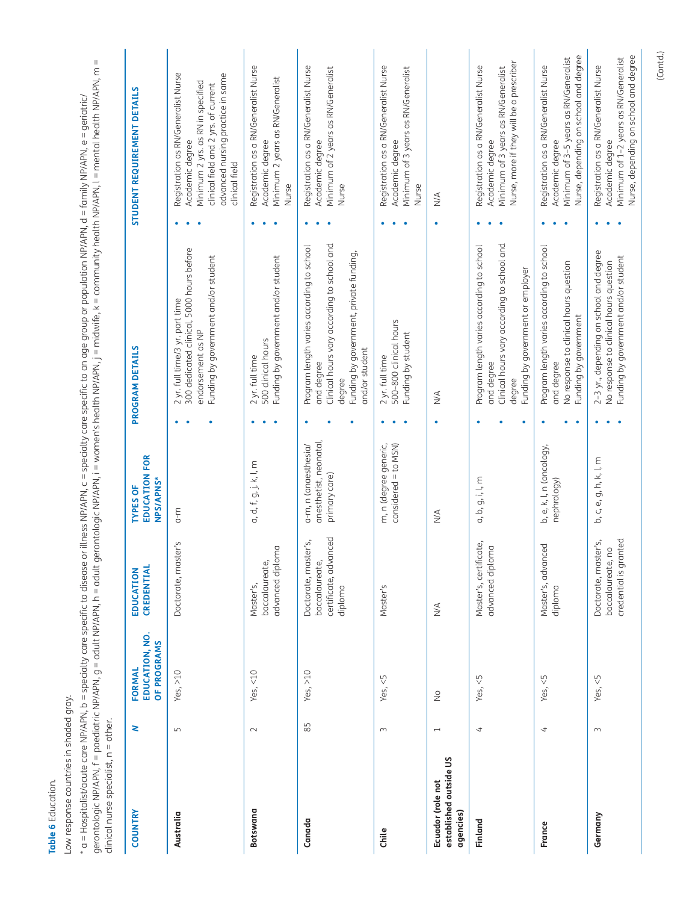**Table 6** Education.

Low response countries in shaded gray.

\* a = Hospitalist/acute care NP/APN, b = specialty care specific to disease or illness NP/APN, c = specialty care specific to an age group or population NP/APN, d = family NP/APN, e = geriatric/gerontologic NP/APN, f = paediatric NP/APN, g = adult NP/APN, h = adult gerontologic NP/APN, i = women's health NP/APN, j = midwife, k = community health NP/APN, l = mental health NP/APN, m = clinical nurse specialist, n = other.

| COUNTRY | N | FORMAL EDUCATION, NO. OF PROGRAMS | EDUCATION CREDENTIAL | TYPES OF EDUCATION FOR NPS/APNS* | PROGRAM DETAILS | STUDENT REQUIREMENT DETAILS |
|---|---|---|---|---|---|---|
| **Australia** | 5 | Yes, >10 | Doctorate, master's | a–m | • 2 yr. full time/3 yr. part time<br>• 300 dedicated clinical, 5000 hours before endorsement as NP<br>• Funding by government and/or student | • Registration as RN/Generalist Nurse<br>• Academic degree<br>• Minimum 2 yrs. as RN in specified clinical field and 2 yrs. of current advanced nursing practice in same clinical field |
| **Botswana** | 2 | Yes, <10 | Master's, baccalaureate, advanced diploma | a, d, f, g, j, k, l, m | • 2 yr. full time<br>• 500 clinical hours<br>• Funding by government and/or student | • Registration as a RN/Generalist Nurse<br>• Academic degree<br>• Minimum 2 years as RN/Generalist Nurse |
| **Canada** | 85 | Yes, >10 | Doctorate, master's, baccalaureate, certificate, advanced diploma | a–m, n (anaesthesia/anesthetist, neonatal, primary care) | • Program length varies according to school and degree<br>• Clinical hours vary according to school and degree<br>• Funding by government, private funding, and/or student | • Registration as a RN/Generalist Nurse<br>• Academic degree<br>• Minimum of 2 years as RN/Generalist Nurse |
| **Chile** | 3 | Yes, <5 | Master's | m, n (degree generic, considered = to MSN) | • 2 yr. full time<br>• 500–800 clinical hours<br>• Funding by student | • Registration as a RN/Generalist Nurse<br>• Academic degree<br>• Minimum of 3 years as RN/Generalist Nurse |
| **Ecuador (role not established outside US agencies)** | 1 | No | N/A | N/A | • N/A | • N/A |
| **Finland** | 4 | Yes, <5 | Master's, certificate, advanced diploma | a, b, g, i, l, m | • Program length varies according to school and degree<br>• Clinical hours vary according to school and degree<br>• Funding by government or employer | • Registration as a RN/Generalist Nurse<br>• Academic degree<br>• Minimum of 3 years as RN/Generalist Nurse, more if they will be a prescriber |
| **France** | 4 | Yes, <5 | Master's, advanced diploma | b, e, k, l, n (oncology, nephrology) | • Program length varies according to school and degree<br>• No response to clinical hours question<br>• Funding by government | • Registration as a RN/Generalist Nurse<br>• Academic degree<br>• Minimum of 3–5 years as RN/Generalist Nurse, depending on school and degree |
| **Germany** | 3 | Yes, <5 | Doctorate, master's, baccalaureate, no credential is granted | b, c, e, g, h, k, l, m | • 2–3 yr., depending on school and degree<br>• No response to clinical hours question<br>• Funding by government and/or student | • Registration as a RN/Generalist Nurse<br>• Academic degree<br>• Minimum of 1–2 years as RN/Generalist Nurse, depending on school and degree |

(Contd.)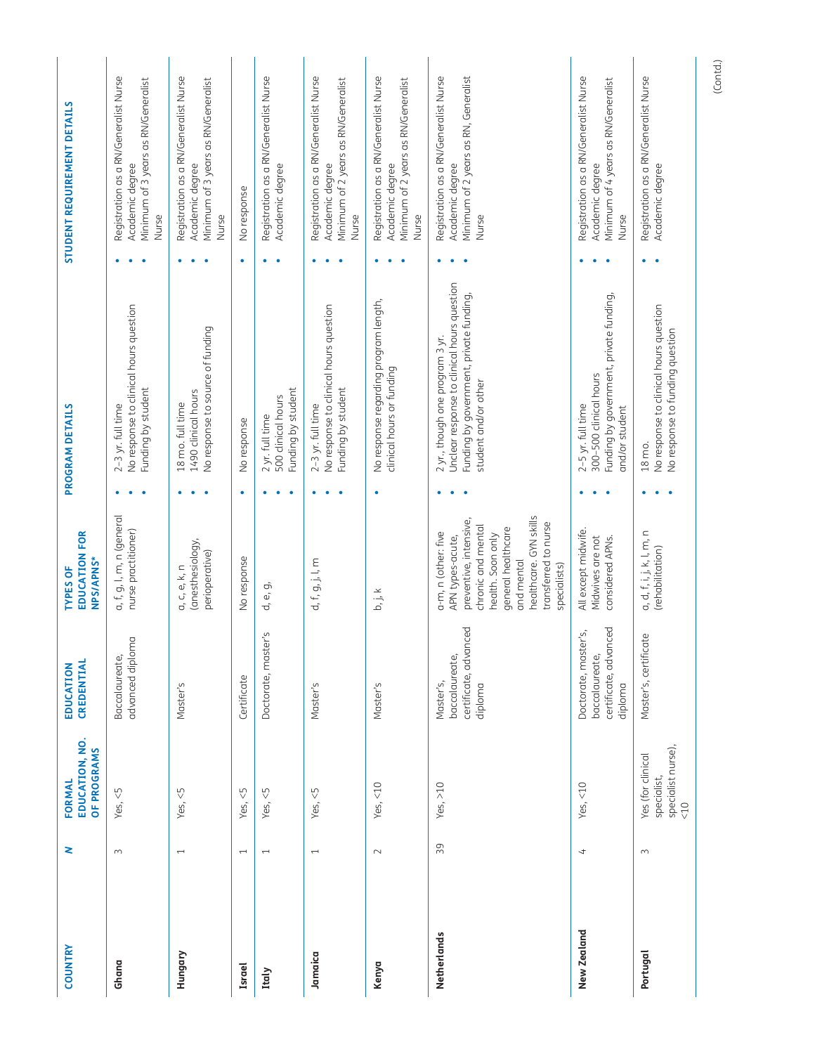| COUNTRY | N | FORMAL EDUCATION, NO. OF PROGRAMS | EDUCATION CREDENTIAL | TYPES OF EDUCATION FOR NPS/APNS* | PROGRAM DETAILS | STUDENT REQUIREMENT DETAILS |
|---|---|---|---|---|---|---|
| **Ghana** | 3 | Yes, <5 | Baccalaureate, advanced diploma | a, f, g, l, m, n (general nurse practitioner) | • 2–3 yr. full time<br>• No response to clinical hours question<br>• Funding by student | • Registration as a RN/Generalist Nurse<br>• Academic degree<br>• Minimum of 3 years as RN/Generalist Nurse |
| **Hungary** | 1 | Yes, <5 | Master's | a, c, e, k, n (anesthesiology, perioperative) | • 18 mo. full time<br>• 1490 clinical hours<br>• No response to source of funding | • Registration as a RN/Generalist Nurse<br>• Academic degree<br>• Minimum of 3 years as RN/Generalist Nurse |
| **Israel** | 1 | Yes, <5 | Certificate | No response | • No response | • No response |
| **Italy** | 1 | Yes, <5 | Doctorate, master's | d, e, g, | • 2 yr. full time<br>• 500 clinical hours<br>• Funding by student | • Registration as a RN/Generalist Nurse<br>• Academic degree |
| **Jamaica** | 1 | Yes, <5 | Master's | d, f, g, j, l, m | • 2–3 yr. full time<br>• No response to clinical hours question<br>• Funding by student | • Registration as a RN/Generalist Nurse<br>• Academic degree<br>• Minimum of 2 years as RN/Generalist Nurse |
| **Kenya** | 2 | Yes, <10 | Master's | b, j, k | • No response regarding program length, clinical hours or funding | • Registration as a RN/Generalist Nurse<br>• Academic degree<br>• Minimum of 2 years as RN/Generalist Nurse |
| **Netherlands** | 39 | Yes, >10 | Master's, baccalaureate, certificate, advanced diploma | a-m, n (other: five APN types-acute, preventive, intensive, chronic and mental health. Soon only general healthcare and mental healthcare. GYN skills transferred to nurse specialists) | • 2 yr., though one program 3 yr.<br>• Unclear response to clinical hours question<br>• Funding by government, private funding, student and/or other | • Registration as a RN/Generalist Nurse<br>• Academic degree<br>• Minimum of 2 years as RN, Generalist Nurse |
| **New Zealand** | 4 | Yes, <10 | Doctorate, master's, baccalaureate, certificate, advanced diploma | All except midwife. Midwives are not considered APNs. | • 2–5 yr. full time<br>• 300–500 clinical hours<br>• Funding by government, private funding, and/or student | • Registration as a RN/Generalist Nurse<br>• Academic degree<br>• Minimum of 4 years as RN/Generalist Nurse |
| **Portugal** | 3 | Yes (for clinical specialist, specialist nurse), <10 | Master's, certificate | a, d, f, i, j, k, l, m, n (rehabilitation) | • 18 mo.<br>• No response to clinical hours question<br>• No response to funding question | • Registration as a RN/Generalist Nurse<br>• Academic degree |

(Contd.)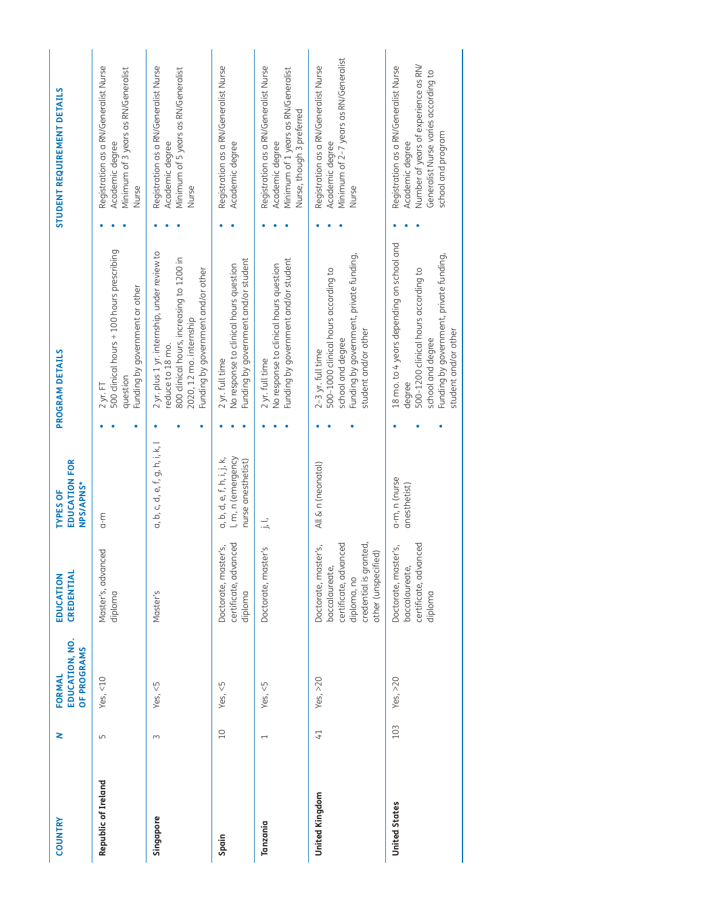| COUNTRY | N | FORMAL EDUCATION, NO. OF PROGRAMS | EDUCATION CREDENTIAL | TYPES OF EDUCATION FOR NPS/APNS* | PROGRAM DETAILS | STUDENT REQUIREMENT DETAILS |
|---|---|---|---|---|---|---|
| **Republic of Ireland** | 5 | Yes, <10 | Master's, advanced diploma | a-m | • 2 yr. FT<br>• 500 clinical hours + 100 hours prescribing question<br>• Funding by government or other | • Registration as a RN/Generalist Nurse<br>• Academic degree<br>• Minimum of 3 years as RN/Generalist Nurse |
| **Singapore** | 3 | Yes, <5 | Master's | a, b, c, d, e, f, g, h, i, k, l | • 2 yr. plus 1 yr. internship, under review to reduce to 18 mo.<br>• 800 clinical hours, increasing to 1200 in 2020, 12 mo. internship<br>• Funding by government and/or other | • Registration as a RN/Generalist Nurse<br>• Academic degree<br>• Minimum of 5 years as RN/Generalist Nurse |
| **Spain** | 10 | Yes, <5 | Doctorate, master's, certificate, advanced diploma | a, b, d, e, f, h, i, j, k, l, m, n (emergency nurse anesthetist) | • 2 yr. full time<br>• No response to clinical hours question<br>• Funding by government and/or student | • Registration as a RN/Generalist Nurse<br>• Academic degree |
| **Tanzania** | 1 | Yes, <5 | Doctorate, master's | j, l, | • 2 yr. full time<br>• No response to clinical hours question<br>• Funding by government and/or student | • Registration as a RN/Generalist Nurse<br>• Academic degree<br>• Minimum of 1 years as RN/Generalist Nurse, though 3 preferred |
| **United Kingdom** | 41 | Yes, >20 | Doctorate, master's, baccalaureate, certificate, advanced diploma, no credential is granted, other (unspecified) | All & n (neonatal) | • 2–3 yr. full time<br>• 500–1000 clinical hours according to school and degree<br>• Funding by government, private funding, student and/or other | • Registration as a RN/Generalist Nurse<br>• Academic degree<br>• Minimum of 2–7 years as RN/Generalist Nurse |
| **United States** | 103 | Yes, >20 | Doctorate, master's, baccalaureate, certificate, advanced diploma | a-m, n (nurse anesthetist) | • 18 mo. to 4 years depending on school and degree<br>• 500–1200 clinical hours according to school and degree<br>• Funding by government, private funding, student and/or other | • Registration as a RN/Generalist Nurse<br>• Academic degree<br>• Number of years of experience as RN/Generalist Nurse varies according to school and program |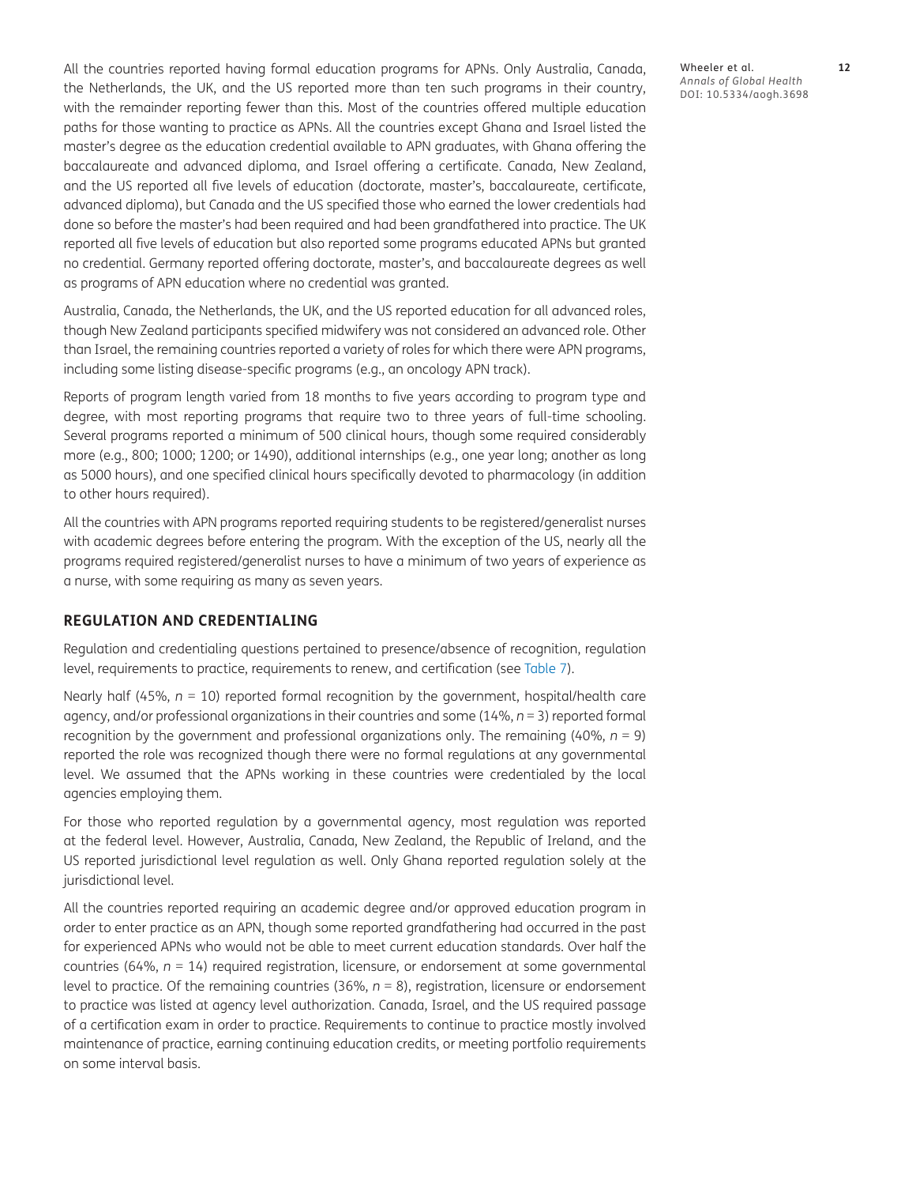All the countries reported having formal education programs for APNs. Only Australia, Canada, the Netherlands, the UK, and the US reported more than ten such programs in their country, with the remainder reporting fewer than this. Most of the countries offered multiple education paths for those wanting to practice as APNs. All the countries except Ghana and Israel listed the master's degree as the education credential available to APN graduates, with Ghana offering the baccalaureate and advanced diploma, and Israel offering a certificate. Canada, New Zealand, and the US reported all five levels of education (doctorate, master's, baccalaureate, certificate, advanced diploma), but Canada and the US specified those who earned the lower credentials had done so before the master's had been required and had been grandfathered into practice. The UK reported all five levels of education but also reported some programs educated APNs but granted no credential. Germany reported offering doctorate, master's, and baccalaureate degrees as well as programs of APN education where no credential was granted.

Australia, Canada, the Netherlands, the UK, and the US reported education for all advanced roles, though New Zealand participants specified midwifery was not considered an advanced role. Other than Israel, the remaining countries reported a variety of roles for which there were APN programs, including some listing disease-specific programs (e.g., an oncology APN track).

Reports of program length varied from 18 months to five years according to program type and degree, with most reporting programs that require two to three years of full-time schooling. Several programs reported a minimum of 500 clinical hours, though some required considerably more (e.g., 800; 1000; 1200; or 1490), additional internships (e.g., one year long; another as long as 5000 hours), and one specified clinical hours specifically devoted to pharmacology (in addition to other hours required).

All the countries with APN programs reported requiring students to be registered/generalist nurses with academic degrees before entering the program. With the exception of the US, nearly all the programs required registered/generalist nurses to have a minimum of two years of experience as a nurse, with some requiring as many as seven years.

## REGULATION AND CREDENTIALING

Regulation and credentialing questions pertained to presence/absence of recognition, regulation level, requirements to practice, requirements to renew, and certification (see Table 7).

Nearly half (45%, *n* = 10) reported formal recognition by the government, hospital/health care agency, and/or professional organizations in their countries and some (14%, *n* = 3) reported formal recognition by the government and professional organizations only. The remaining (40%, *n* = 9) reported the role was recognized though there were no formal regulations at any governmental level. We assumed that the APNs working in these countries were credentialed by the local agencies employing them.

For those who reported regulation by a governmental agency, most regulation was reported at the federal level. However, Australia, Canada, New Zealand, the Republic of Ireland, and the US reported jurisdictional level regulation as well. Only Ghana reported regulation solely at the jurisdictional level.

All the countries reported requiring an academic degree and/or approved education program in order to enter practice as an APN, though some reported grandfathering had occurred in the past for experienced APNs who would not be able to meet current education standards. Over half the countries (64%, *n* = 14) required registration, licensure, or endorsement at some governmental level to practice. Of the remaining countries (36%, *n* = 8), registration, licensure or endorsement to practice was listed at agency level authorization. Canada, Israel, and the US required passage of a certification exam in order to practice. Requirements to continue to practice mostly involved maintenance of practice, earning continuing education credits, or meeting portfolio requirements on some interval basis.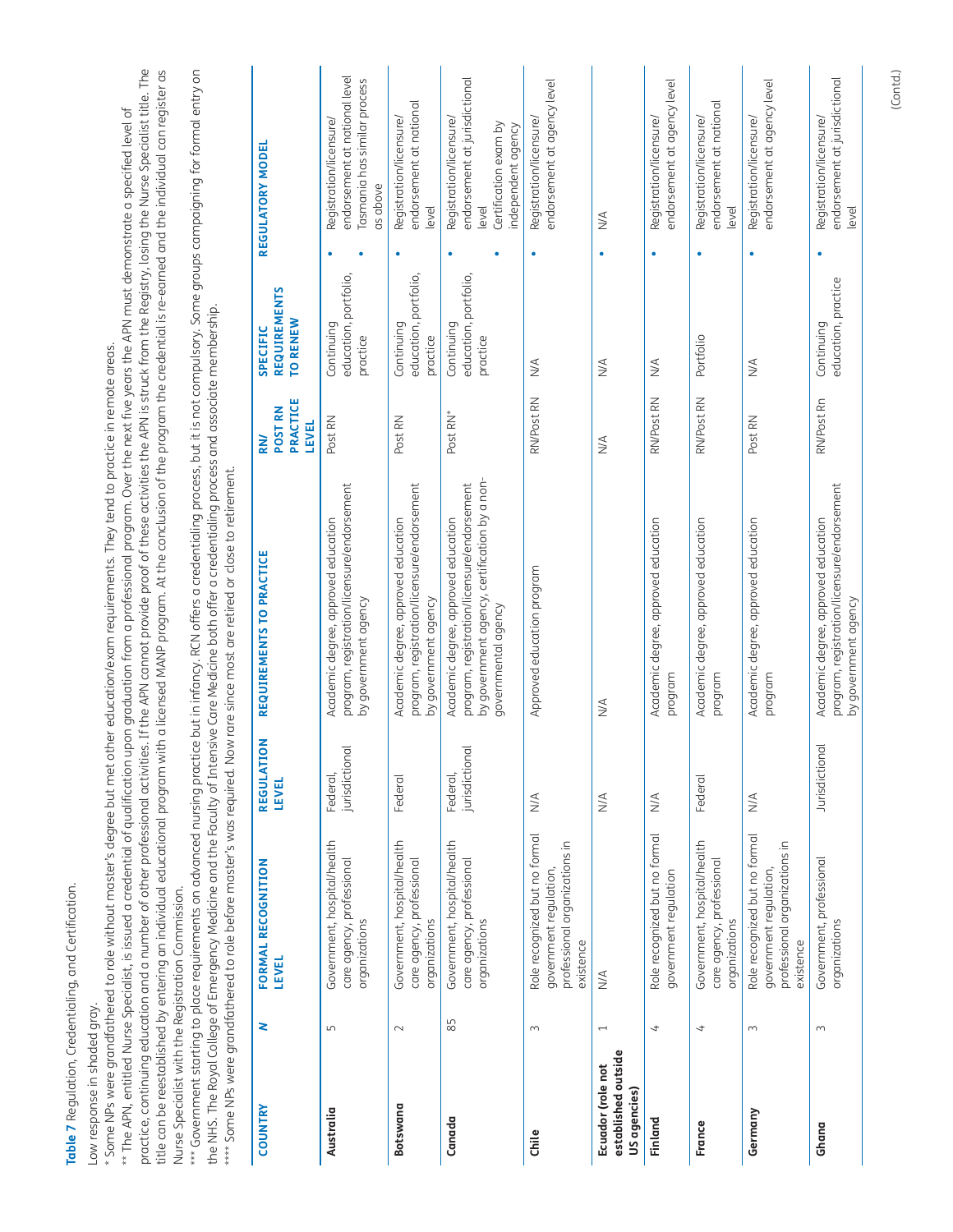**Table 7** Regulation, Credentialing, and Certification.

Low response in shaded gray.

\* Some NPs were grandfathered to role without master's degree but met other education/exam requirements. They tend to practice in remote areas.

\*\* The APN, entitled Nurse Specialist, is issued a credential of qualification upon graduation from a professional program. Over the next five years the APN must demonstrate a specified level of practice, continuing education and a number of other professional activities. If the APN cannot provide proof of these activities the APN is struck from the Registry, losing the Nurse Specialist title. The title can be reestablished by entering an individual educational program with a licensed MANP program. At the conclusion of the program the credential is re-earned and the individual can register as Nurse Specialist with the Registration Commission.

\*\*\* Government starting to place requirements on advanced nursing practice but in infancy. RCN offers a credentialing process, but it is not compulsory. Some groups campaigning for formal entry on the NHS. The Royal College of Emergency Medicine and the Faculty of Intensive Care Medicine both offer a credentialing process and associate membership.

\*\*\*\* Some NPs were grandfathered to role before master's was required. Now rare since most are retired or close to retirement.

| COUNTRY | N | FORMAL RECOGNITION LEVEL | REGULATION LEVEL | REQUIREMENTS TO PRACTICE | RN/ POST RN PRACTICE LEVEL | SPECIFIC REQUIREMENTS TO RENEW | REGULATORY MODEL |
|---|---|---|---|---|---|---|---|
| **Australia** | 5 | Government, hospital/health care agency, professional organizations | Federal, jurisdictional | Academic degree, approved education program, registration/licensure/endorsement by government agency | Post RN | Continuing education, portfolio, practice | • Registration/licensure/endorsement at national level<br>• Tasmania has similar process as above |
| **Botswana** | 2 | Government, hospital/health care agency, professional organizations | Federal | Academic degree, approved education program, registration/licensure/endorsement by government agency | Post RN | Continuing education, portfolio, practice | • Registration/licensure/endorsement at national level |
| **Canada** | 85 | Government, hospital/health care agency, professional organizations | Federal, jurisdictional | Academic degree, approved education program, registration/licensure/endorsement by government agency, certification by a non-governmental agency | Post RN* | Continuing education, portfolio, practice | • Registration/licensure/endorsement at jurisdictional level<br>• Certification exam by independent agency |
| **Chile** | 3 | Role recognized but no formal government regulation, professional organizations in existence | N/A | Approved education program | RN/Post RN | N/A | • Registration/licensure/endorsement at agency level |
| **Ecuador (role not established outside US agencies)** | 1 | N/A | N/A | N/A | N/A | N/A | • N/A |
| **Finland** | 4 | Role recognized but no formal government regulation | N/A | Academic degree, approved education program | RN/Post RN | N/A | • Registration/licensure/endorsement at agency level |
| **France** | 4 | Government, hospital/health care agency, professional organizations | Federal | Academic degree, approved education program | RN/Post RN | Portfolio | • Registration/licensure/endorsement at national level |
| **Germany** | 3 | Role recognized but no formal government regulation, professional organizations in existence | N/A | Academic degree, approved education program | Post RN | N/A | • Registration/licensure/endorsement at agency level |
| **Ghana** | 3 | Government, professional organizations | Jurisdictional | Academic degree, approved education program, registration/licensure/endorsement by government agency | RN/Post Rn | Continuing education, practice | • Registration/licensure/endorsement at jurisdictional level |

(Contd.)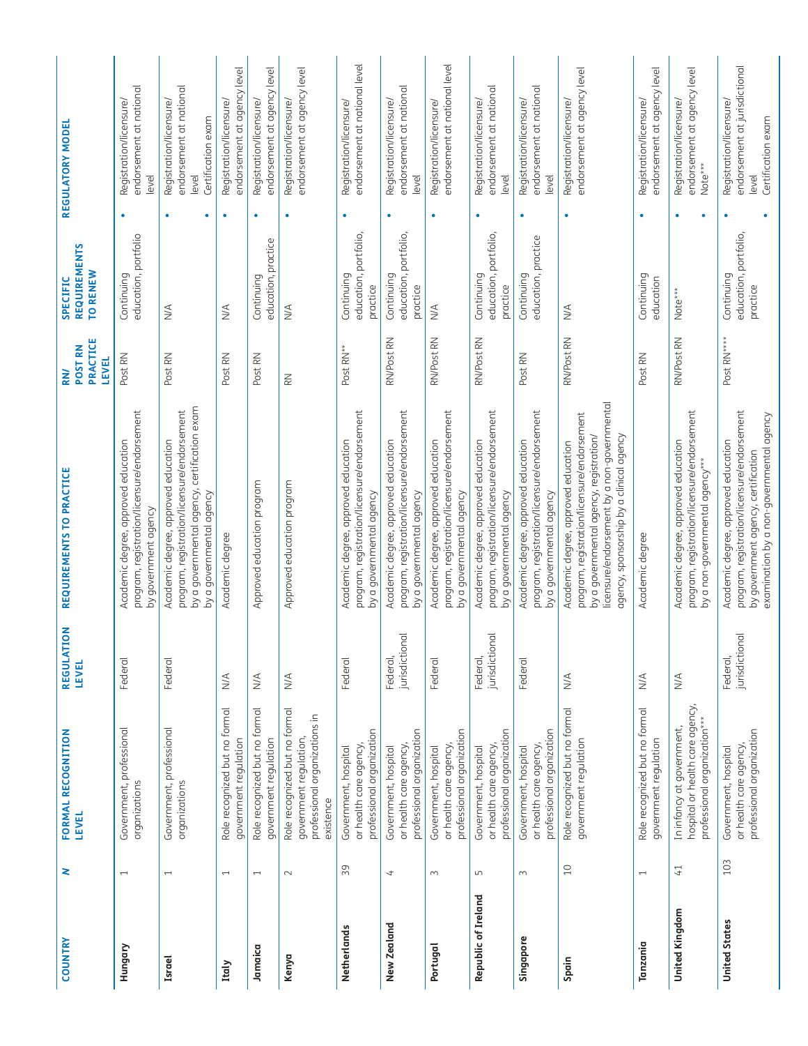| COUNTRY | N | FORMAL RECOGNITION LEVEL | REGULATION LEVEL | REQUIREMENTS TO PRACTICE | RN/ POST RN PRACTICE LEVEL | SPECIFIC REQUIREMENTS TO RENEW | REGULATORY MODEL |
|---|---|---|---|---|---|---|---|
| **Hungary** | 1 | Government, professional organizations | Federal | Academic degree, approved education program, registration/licensure/endorsement by government agency | Post RN | Continuing education, portfolio | • Registration/licensure/ endorsement at national level |
| **Israel** | 1 | Government, professional organizations | Federal | Academic degree, approved education program, registration/licensure/endorsement by a governmental agency, certification exam by a governmental agency | Post RN | N/A | • Registration/licensure/ endorsement at national level • Certification exam |
| **Italy** | 1 | Role recognized but no formal government regulation | N/A | Academic degree | Post RN | N/A | • Registration/licensure/ endorsement at agency level |
| **Jamaica** | 1 | Role recognized but no formal government regulation | N/A | Approved education program | Post RN | Continuing education, practice | • Registration/licensure/ endorsement at agency level |
| **Kenya** | 2 | Role recognized but no formal government regulation, professional organizations in existence | N/A | Approved education program | RN | N/A | • Registration/licensure/ endorsement at agency level |
| **Netherlands** | 39 | Government, hospital or health care agency, professional organization | Federal | Academic degree, approved education program, registration/licensure/endorsement by a governmental agency | Post RN** | Continuing education, portfolio, practice | • Registration/licensure/ endorsement at national level |
| **New Zealand** | 4 | Government, hospital or health care agency, professional organization | Federal, jurisdictional | Academic degree, approved education program, registration/licensure/endorsement by a governmental agency | RN/Post RN | Continuing education, portfolio, practice | • Registration/licensure/ endorsement at national level |
| **Portugal** | 3 | Government, hospital or health care agency, professional organization | Federal | Academic degree, approved education program, registration/licensure/endorsement by a governmental agency | RN/Post RN | N/A | • Registration/licensure/ endorsement at national level |
| **Republic of Ireland** | 5 | Government, hospital or health care agency, professional organization | Federal, jurisdictional | Academic degree, approved education program, registration/licensure/endorsement by a governmental agency | RN/Post RN | Continuing education, portfolio, practice | • Registration/licensure/ endorsement at national level |
| **Singapore** | 3 | Government, hospital or health care agency, professional organization | Federal | Academic degree, approved education program, registration/licensure/endorsement by a governmental agency | Post RN | Continuing education, practice | • Registration/licensure/ endorsement at national level |
| **Spain** | 10 | Role recognized but no formal government regulation | N/A | Academic degree, approved education program, registration/licensure/endorsement by a governmental agency, registration/licensure/endorsement by a non-governmental agency, sponsorship by a clinical agency | RN/Post RN | N/A | • Registration/licensure/ endorsement at agency level |
| **Tanzania** | 1 | Role recognized but no formal government regulation | N/A | Academic degree | Post RN | Continuing education | • Registration/licensure/ endorsement at agency level |
| **United Kingdom** | 41 | In infancy at government, hospital or health care agency, professional organization*** | N/A | Academic degree, approved education program, registration/licensure/endorsement by a non-governmental agency*** | RN/Post RN | Note*** | • Registration/licensure/ endorsement at agency level • Note*** |
| **United States** | 103 | Government, hospital or health care agency, professional organization | Federal, jurisdictional | Academic degree, approved education program, registration/licensure/endorsement by government agency, certification examination by a non-governmental agency | Post RN**** | Continuing education, portfolio, practice | • Registration/licensure/ endorsement at jurisdictional level • Certification exam |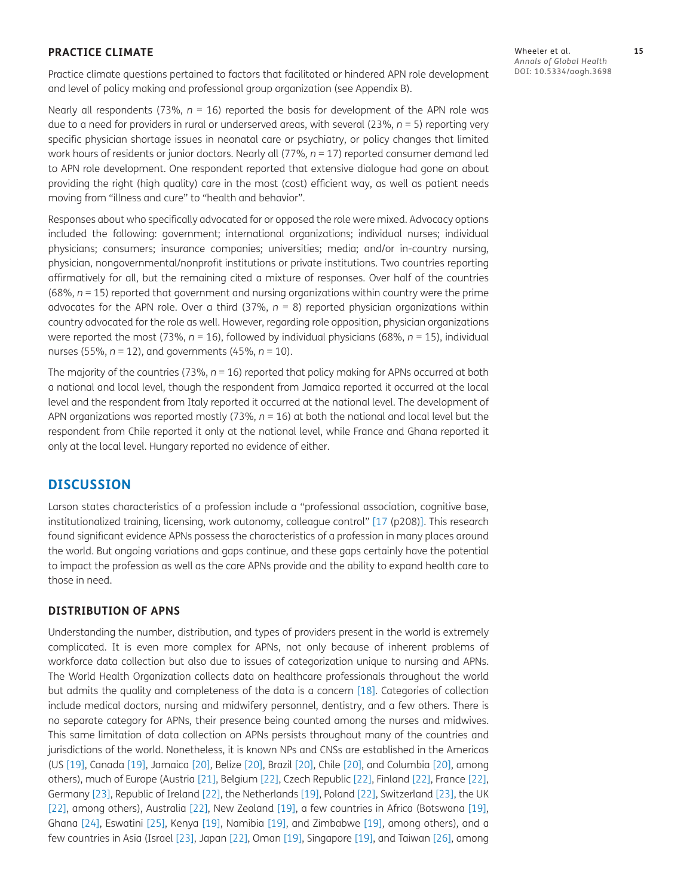### PRACTICE CLIMATE

Practice climate questions pertained to factors that facilitated or hindered APN role development and level of policy making and professional group organization (see Appendix B).

Nearly all respondents (73%, $n = 16$) reported the basis for development of the APN role was due to a need for providers in rural or underserved areas, with several (23%, $n = 5$) reporting very specific physician shortage issues in neonatal care or psychiatry, or policy changes that limited work hours of residents or junior doctors. Nearly all (77%, $n = 17$) reported consumer demand led to APN role development. One respondent reported that extensive dialogue had gone on about providing the right (high quality) care in the most (cost) efficient way, as well as patient needs moving from "illness and cure" to "health and behavior".

Responses about who specifically advocated for or opposed the role were mixed. Advocacy options included the following: government; international organizations; individual nurses; individual physicians; consumers; insurance companies; universities; media; and/or in-country nursing, physician, nongovernmental/nonprofit institutions or private institutions. Two countries reporting affirmatively for all, but the remaining cited a mixture of responses. Over half of the countries (68%, $n = 15$) reported that government and nursing organizations within country were the prime advocates for the APN role. Over a third (37%, $n = 8$) reported physician organizations within country advocated for the role as well. However, regarding role opposition, physician organizations were reported the most (73%, $n = 16$), followed by individual physicians (68%, $n = 15$), individual nurses (55%, $n = 12$), and governments (45%, $n = 10$).

The majority of the countries (73%, $n = 16$) reported that policy making for APNs occurred at both a national and local level, though the respondent from Jamaica reported it occurred at the local level and the respondent from Italy reported it occurred at the national level. The development of APN organizations was reported mostly (73%, $n = 16$) at both the national and local level but the respondent from Chile reported it only at the national level, while France and Ghana reported it only at the local level. Hungary reported no evidence of either.

## DISCUSSION

Larson states characteristics of a profession include a "professional association, cognitive base, institutionalized training, licensing, work autonomy, colleague control" [17 (p208)]. This research found significant evidence APNs possess the characteristics of a profession in many places around the world. But ongoing variations and gaps continue, and these gaps certainly have the potential to impact the profession as well as the care APNs provide and the ability to expand health care to those in need.

### DISTRIBUTION OF APNS

Understanding the number, distribution, and types of providers present in the world is extremely complicated. It is even more complex for APNs, not only because of inherent problems of workforce data collection but also due to issues of categorization unique to nursing and APNs. The World Health Organization collects data on healthcare professionals throughout the world but admits the quality and completeness of the data is a concern [18]. Categories of collection include medical doctors, nursing and midwifery personnel, dentistry, and a few others. There is no separate category for APNs, their presence being counted among the nurses and midwives. This same limitation of data collection on APNs persists throughout many of the countries and jurisdictions of the world. Nonetheless, it is known NPs and CNSs are established in the Americas (US [19], Canada [19], Jamaica [20], Belize [20], Brazil [20], Chile [20], and Columbia [20], among others), much of Europe (Austria [21], Belgium [22], Czech Republic [22], Finland [22], France [22], Germany [23], Republic of Ireland [22], the Netherlands [19], Poland [22], Switzerland [23], the UK [22], among others), Australia [22], New Zealand [19], a few countries in Africa (Botswana [19], Ghana [24], Eswatini [25], Kenya [19], Namibia [19], and Zimbabwe [19], among others), and a few countries in Asia (Israel [23], Japan [22], Oman [19], Singapore [19], and Taiwan [26], among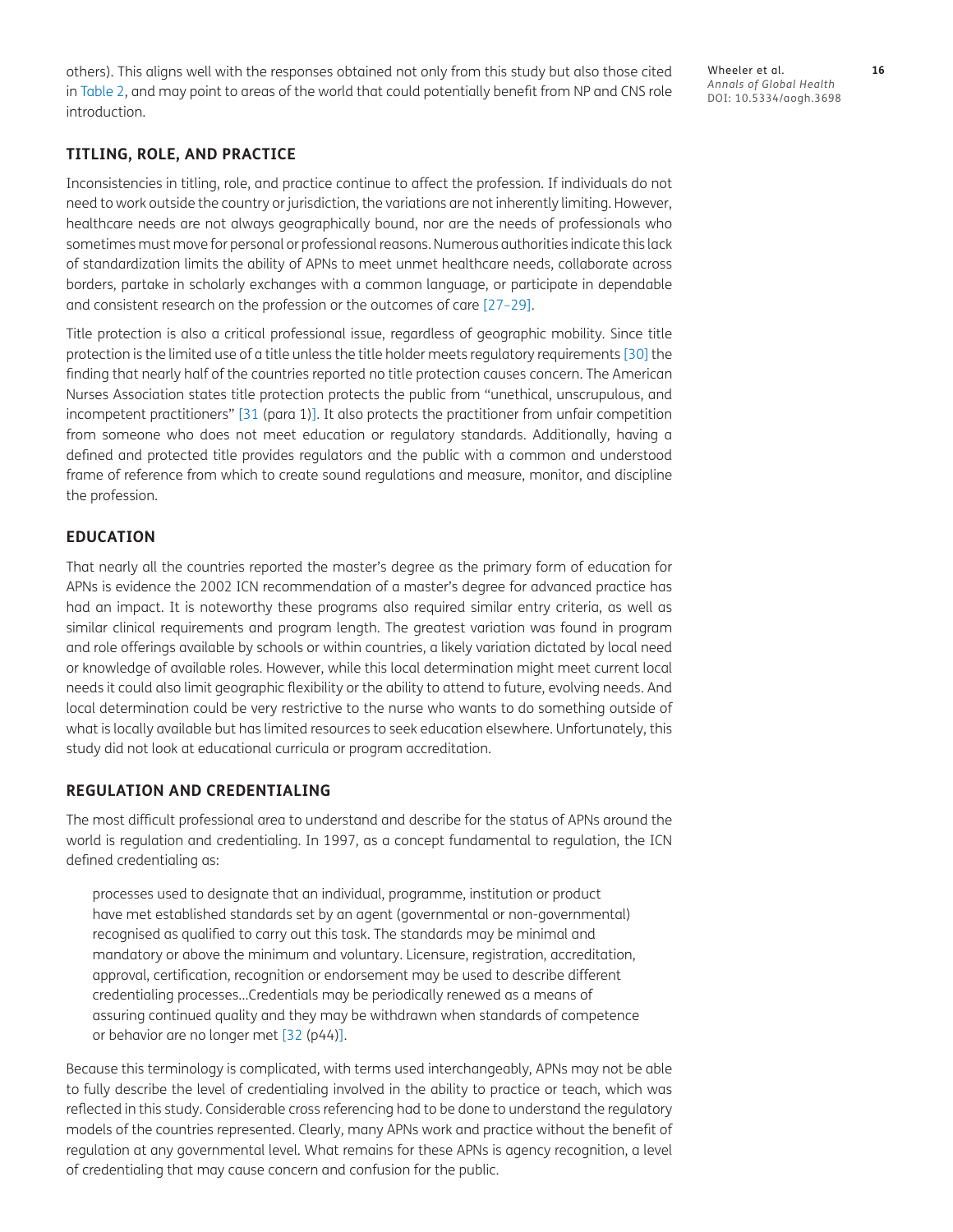others). This aligns well with the responses obtained not only from this study but also those cited in Table 2, and may point to areas of the world that could potentially benefit from NP and CNS role introduction.

## TITLING, ROLE, AND PRACTICE

Inconsistencies in titling, role, and practice continue to affect the profession. If individuals do not need to work outside the country or jurisdiction, the variations are not inherently limiting. However, healthcare needs are not always geographically bound, nor are the needs of professionals who sometimes must move for personal or professional reasons. Numerous authorities indicate this lack of standardization limits the ability of APNs to meet unmet healthcare needs, collaborate across borders, partake in scholarly exchanges with a common language, or participate in dependable and consistent research on the profession or the outcomes of care [27–29].

Title protection is also a critical professional issue, regardless of geographic mobility. Since title protection is the limited use of a title unless the title holder meets regulatory requirements [30] the finding that nearly half of the countries reported no title protection causes concern. The American Nurses Association states title protection protects the public from "unethical, unscrupulous, and incompetent practitioners" [31 (para 1)]. It also protects the practitioner from unfair competition from someone who does not meet education or regulatory standards. Additionally, having a defined and protected title provides regulators and the public with a common and understood frame of reference from which to create sound regulations and measure, monitor, and discipline the profession.

## EDUCATION

That nearly all the countries reported the master's degree as the primary form of education for APNs is evidence the 2002 ICN recommendation of a master's degree for advanced practice has had an impact. It is noteworthy these programs also required similar entry criteria, as well as similar clinical requirements and program length. The greatest variation was found in program and role offerings available by schools or within countries, a likely variation dictated by local need or knowledge of available roles. However, while this local determination might meet current local needs it could also limit geographic flexibility or the ability to attend to future, evolving needs. And local determination could be very restrictive to the nurse who wants to do something outside of what is locally available but has limited resources to seek education elsewhere. Unfortunately, this study did not look at educational curricula or program accreditation.

## REGULATION AND CREDENTIALING

The most difficult professional area to understand and describe for the status of APNs around the world is regulation and credentialing. In 1997, as a concept fundamental to regulation, the ICN defined credentialing as:

> processes used to designate that an individual, programme, institution or product have met established standards set by an agent (governmental or non-governmental) recognised as qualified to carry out this task. The standards may be minimal and mandatory or above the minimum and voluntary. Licensure, registration, accreditation, approval, certification, recognition or endorsement may be used to describe different credentialing processes…Credentials may be periodically renewed as a means of assuring continued quality and they may be withdrawn when standards of competence or behavior are no longer met [32 (p44)].

Because this terminology is complicated, with terms used interchangeably, APNs may not be able to fully describe the level of credentialing involved in the ability to practice or teach, which was reflected in this study. Considerable cross referencing had to be done to understand the regulatory models of the countries represented. Clearly, many APNs work and practice without the benefit of regulation at any governmental level. What remains for these APNs is agency recognition, a level of credentialing that may cause concern and confusion for the public.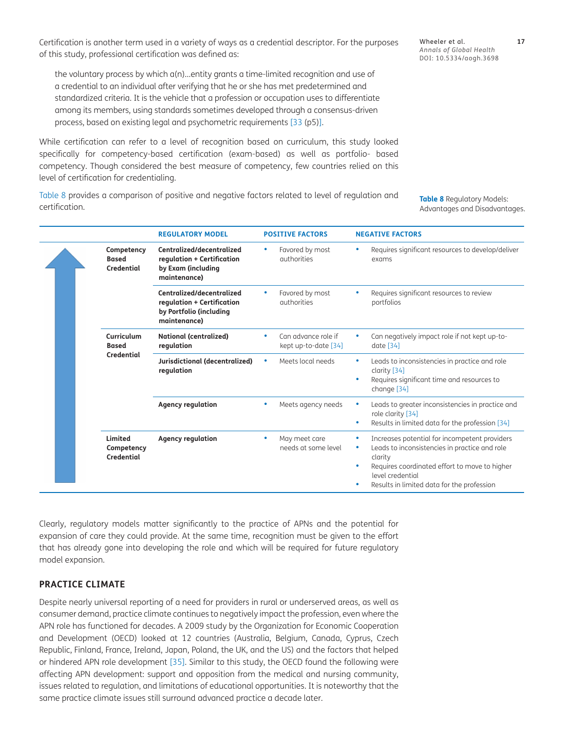Certification is another term used in a variety of ways as a credential descriptor. For the purposes of this study, professional certification was defined as:

> the voluntary process by which a(n)…entity grants a time-limited recognition and use of a credential to an individual after verifying that he or she has met predetermined and standardized criteria. It is the vehicle that a profession or occupation uses to differentiate among its members, using standards sometimes developed through a consensus-driven process, based on existing legal and psychometric requirements [33 (p5)].

While certification can refer to a level of recognition based on curriculum, this study looked specifically for competency-based certification (exam-based) as well as portfolio- based competency. Though considered the best measure of competency, few countries relied on this level of certification for credentialing.

Table 8 provides a comparison of positive and negative factors related to level of regulation and certification.

**Table 8** Regulatory Models: Advantages and Disadvantages.

| | REGULATORY MODEL | POSITIVE FACTORS | NEGATIVE FACTORS |
|---|---|---|---|
| **Competency Based Credential** | **Centralized/decentralized regulation + Certification by Exam (including maintenance)** | • Favored by most authorities | • Requires significant resources to develop/deliver exams |
| | **Centralized/decentralized regulation + Certification by Portfolio (including maintenance)** | • Favored by most authorities | • Requires significant resources to review portfolios |
| **Curriculum Based Credential** | **National (centralized) regulation** | • Can advance role if kept up-to-date [34] | • Can negatively impact role if not kept up-to-date [34] |
| | **Jurisdictional (decentralized) regulation** | • Meets local needs | • Leads to inconsistencies in practice and role clarity [34]<br>• Requires significant time and resources to change [34] |
| | **Agency regulation** | • Meets agency needs | • Leads to greater inconsistencies in practice and role clarity [34]<br>• Results in limited data for the profession [34] |
| **Limited Competency Credential** | **Agency regulation** | • May meet care needs at some level | • Increases potential for incompetent providers<br>• Leads to inconsistencies in practice and role clarity<br>• Requires coordinated effort to move to higher level credential<br>• Results in limited data for the profession |

Clearly, regulatory models matter significantly to the practice of APNs and the potential for expansion of care they could provide. At the same time, recognition must be given to the effort that has already gone into developing the role and which will be required for future regulatory model expansion.

## PRACTICE CLIMATE

Despite nearly universal reporting of a need for providers in rural or underserved areas, as well as consumer demand, practice climate continues to negatively impact the profession, even where the APN role has functioned for decades. A 2009 study by the Organization for Economic Cooperation and Development (OECD) looked at 12 countries (Australia, Belgium, Canada, Cyprus, Czech Republic, Finland, France, Ireland, Japan, Poland, the UK, and the US) and the factors that helped or hindered APN role development [35]. Similar to this study, the OECD found the following were affecting APN development: support and opposition from the medical and nursing community, issues related to regulation, and limitations of educational opportunities. It is noteworthy that the same practice climate issues still surround advanced practice a decade later.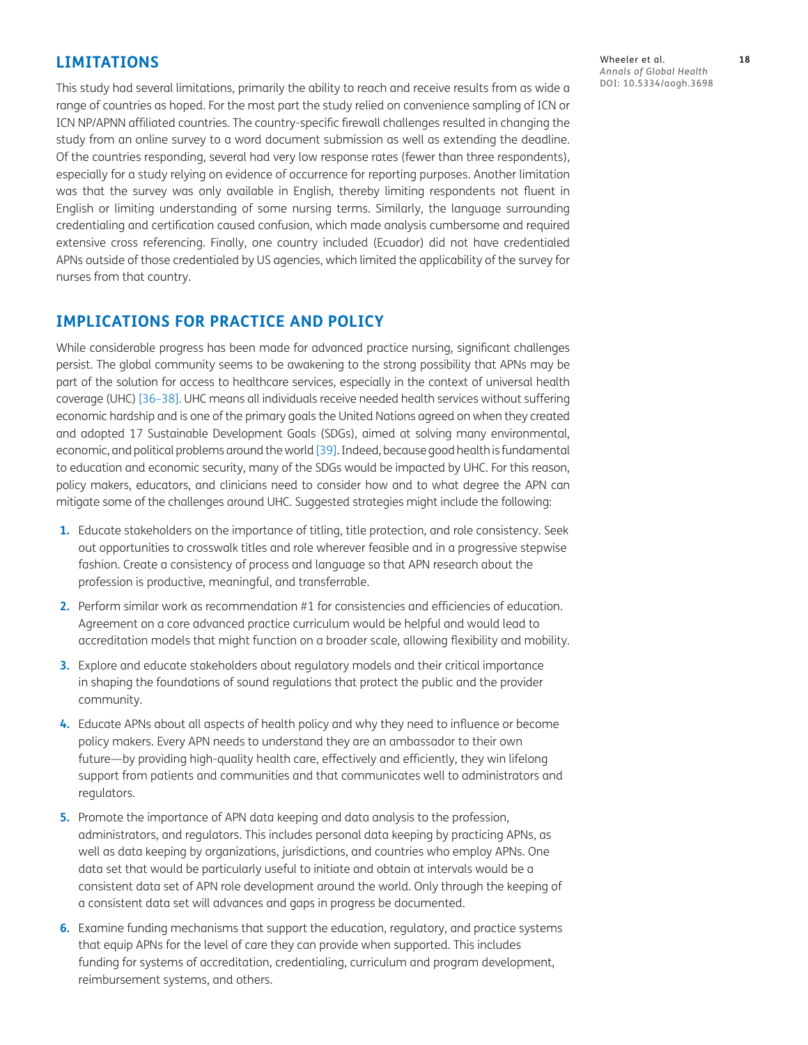## LIMITATIONS

This study had several limitations, primarily the ability to reach and receive results from as wide a range of countries as hoped. For the most part the study relied on convenience sampling of ICN or ICN NP/APNN affiliated countries. The country-specific firewall challenges resulted in changing the study from an online survey to a word document submission as well as extending the deadline. Of the countries responding, several had very low response rates (fewer than three respondents), especially for a study relying on evidence of occurrence for reporting purposes. Another limitation was that the survey was only available in English, thereby limiting respondents not fluent in English or limiting understanding of some nursing terms. Similarly, the language surrounding credentialing and certification caused confusion, which made analysis cumbersome and required extensive cross referencing. Finally, one country included (Ecuador) did not have credentialed APNs outside of those credentialed by US agencies, which limited the applicability of the survey for nurses from that country.

## IMPLICATIONS FOR PRACTICE AND POLICY

While considerable progress has been made for advanced practice nursing, significant challenges persist. The global community seems to be awakening to the strong possibility that APNs may be part of the solution for access to healthcare services, especially in the context of universal health coverage (UHC) [36–38]. UHC means all individuals receive needed health services without suffering economic hardship and is one of the primary goals the United Nations agreed on when they created and adopted 17 Sustainable Development Goals (SDGs), aimed at solving many environmental, economic, and political problems around the world [39]. Indeed, because good health is fundamental to education and economic security, many of the SDGs would be impacted by UHC. For this reason, policy makers, educators, and clinicians need to consider how and to what degree the APN can mitigate some of the challenges around UHC. Suggested strategies might include the following:

1. Educate stakeholders on the importance of titling, title protection, and role consistency. Seek out opportunities to crosswalk titles and role wherever feasible and in a progressive stepwise fashion. Create a consistency of process and language so that APN research about the profession is productive, meaningful, and transferrable.
2. Perform similar work as recommendation #1 for consistencies and efficiencies of education. Agreement on a core advanced practice curriculum would be helpful and would lead to accreditation models that might function on a broader scale, allowing flexibility and mobility.
3. Explore and educate stakeholders about regulatory models and their critical importance in shaping the foundations of sound regulations that protect the public and the provider community.
4. Educate APNs about all aspects of health policy and why they need to influence or become policy makers. Every APN needs to understand they are an ambassador to their own future—by providing high-quality health care, effectively and efficiently, they win lifelong support from patients and communities and that communicates well to administrators and regulators.
5. Promote the importance of APN data keeping and data analysis to the profession, administrators, and regulators. This includes personal data keeping by practicing APNs, as well as data keeping by organizations, jurisdictions, and countries who employ APNs. One data set that would be particularly useful to initiate and obtain at intervals would be a consistent data set of APN role development around the world. Only through the keeping of a consistent data set will advances and gaps in progress be documented.
6. Examine funding mechanisms that support the education, regulatory, and practice systems that equip APNs for the level of care they can provide when supported. This includes funding for systems of accreditation, credentialing, curriculum and program development, reimbursement systems, and others.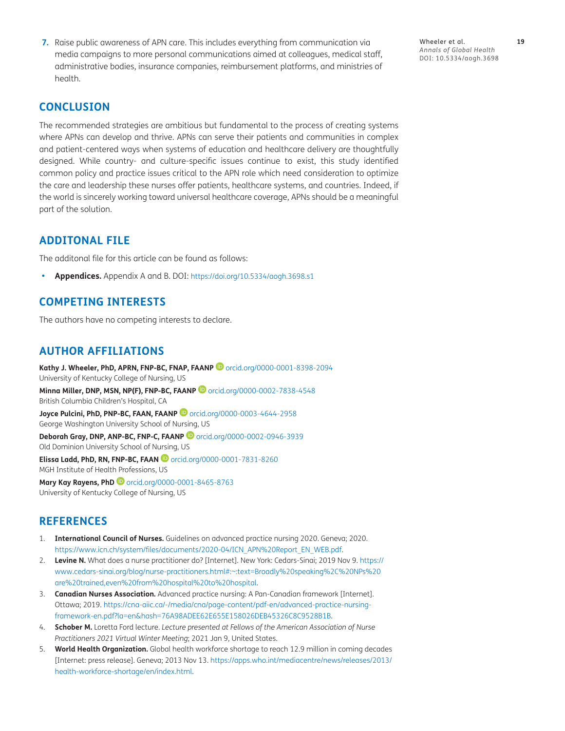7. Raise public awareness of APN care. This includes everything from communication via media campaigns to more personal communications aimed at colleagues, medical staff, administrative bodies, insurance companies, reimbursement platforms, and ministries of health.

## CONCLUSION

The recommended strategies are ambitious but fundamental to the process of creating systems where APNs can develop and thrive. APNs can serve their patients and communities in complex and patient-centered ways when systems of education and healthcare delivery are thoughtfully designed. While country- and culture-specific issues continue to exist, this study identified common policy and practice issues critical to the APN role which need consideration to optimize the care and leadership these nurses offer patients, healthcare systems, and countries. Indeed, if the world is sincerely working toward universal healthcare coverage, APNs should be a meaningful part of the solution.

## ADDITONAL FILE

The additonal file for this article can be found as follows:

- **Appendices.** Appendix A and B. DOI: https://doi.org/10.5334/aogh.3698.s1

## COMPETING INTERESTS

The authors have no competing interests to declare.

## AUTHOR AFFILIATIONS

**Kathy J. Wheeler, PhD, APRN, FNP-BC, FNAP, FAANP** orcid.org/0000-0001-8398-2094
University of Kentucky College of Nursing, US

**Minna Miller, DNP, MSN, NP(F), FNP-BC, FAANP** orcid.org/0000-0002-7838-4548
British Columbia Children's Hospital, CA

**Joyce Pulcini, PhD, PNP-BC, FAAN, FAANP** orcid.org/0000-0003-4644-2958
George Washington University School of Nursing, US

**Deborah Gray, DNP, ANP-BC, FNP-C, FAANP** orcid.org/0000-0002-0946-3939
Old Dominion University School of Nursing, US

**Elissa Ladd, PhD, RN, FNP-BC, FAAN** orcid.org/0000-0001-7831-8260
MGH Institute of Health Professions, US

**Mary Kay Rayens, PhD** orcid.org/0000-0001-8465-8763
University of Kentucky College of Nursing, US

## REFERENCES

1. **International Council of Nurses.** Guidelines on advanced practice nursing 2020. Geneva; 2020. https://www.icn.ch/system/files/documents/2020-04/ICN_APN%20Report_EN_WEB.pdf.
2. **Levine N.** What does a nurse practitioner do? [Internet]. New York: Cedars-Sinai; 2019 Nov 9. https://www.cedars-sinai.org/blog/nurse-practitioners.html#:~:text=Broadly%20speaking%2C%20NPs%20are%20trained,even%20from%20hospital%20to%20hospital.
3. **Canadian Nurses Association.** Advanced practice nursing: A Pan-Canadian framework [Internet]. Ottawa; 2019. https://cna-aiic.ca/-/media/cna/page-content/pdf-en/advanced-practice-nursing-framework-en.pdf?la=en&hash=76A98ADEE62E655E158026DEB45326C8C9528B1B.
4. **Schober M.** Loretta Ford lecture. *Lecture presented at Fellows of the American Association of Nurse Practitioners 2021 Virtual Winter Meeting*; 2021 Jan 9, United States.
5. **World Health Organization.** Global health workforce shortage to reach 12.9 million in coming decades [Internet: press release]. Geneva; 2013 Nov 13. https://apps.who.int/mediacentre/news/releases/2013/health-workforce-shortage/en/index.html.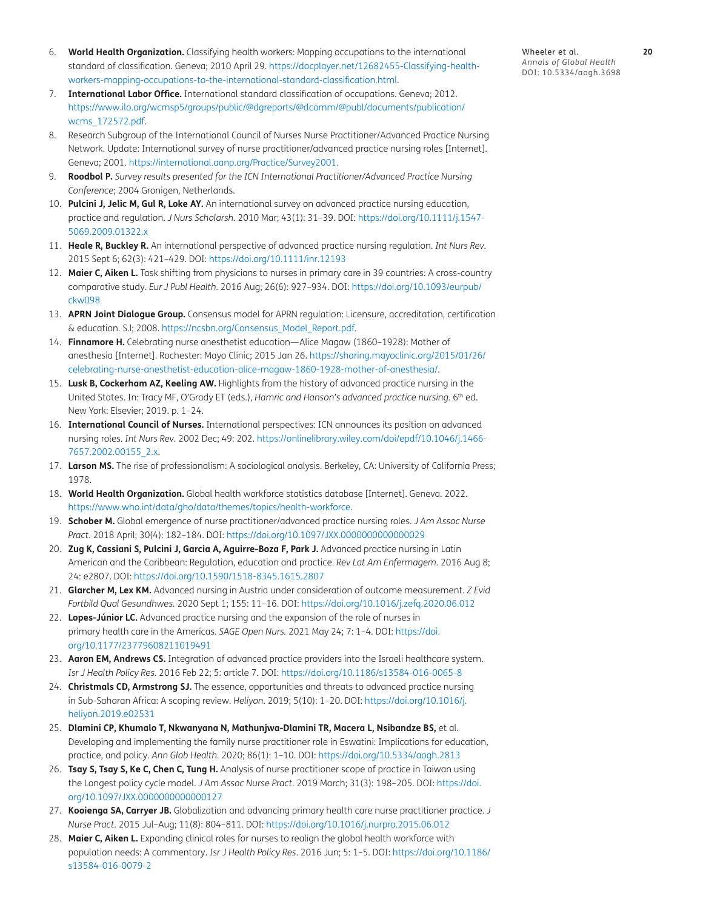6. **World Health Organization.** Classifying health workers: Mapping occupations to the international standard of classification. Geneva; 2010 April 29. https://docplayer.net/12682455-Classifying-health-workers-mapping-occupations-to-the-international-standard-classification.html.
7. **International Labor Office.** International standard classification of occupations. Geneva; 2012. https://www.ilo.org/wcmsp5/groups/public/@dgreports/@dcomm/@publ/documents/publication/wcms_172572.pdf.
8. Research Subgroup of the International Council of Nurses Nurse Practitioner/Advanced Practice Nursing Network. Update: International survey of nurse practitioner/advanced practice nursing roles [Internet]. Geneva; 2001. https://international.aanp.org/Practice/Survey2001.
9. **Roodbol P.** *Survey results presented for the ICN International Practitioner/Advanced Practice Nursing Conference*; 2004 Gronigen, Netherlands.
10. **Pulcini J, Jelic M, Gul R, Loke AY.** An international survey on advanced practice nursing education, practice and regulation. *J Nurs Scholarsh.* 2010 Mar; 43(1): 31–39. DOI: https://doi.org/10.1111/j.1547-5069.2009.01322.x
11. **Heale R, Buckley R.** An international perspective of advanced practice nursing regulation. *Int Nurs Rev*. 2015 Sept 6; 62(3): 421–429. DOI: https://doi.org/10.1111/inr.12193
12. **Maier C, Aiken L.** Task shifting from physicians to nurses in primary care in 39 countries: A cross-country comparative study. *Eur J Publ Health.* 2016 Aug; 26(6): 927–934. DOI: https://doi.org/10.1093/eurpub/ckw098
13. **APRN Joint Dialogue Group.** Consensus model for APRN regulation: Licensure, accreditation, certification & education. S.l; 2008. https://ncsbn.org/Consensus_Model_Report.pdf.
14. **Finnamore H.** Celebrating nurse anesthetist education—Alice Magaw (1860–1928): Mother of anesthesia [Internet]. Rochester: Mayo Clinic; 2015 Jan 26. https://sharing.mayoclinic.org/2015/01/26/celebrating-nurse-anesthetist-education-alice-magaw-1860-1928-mother-of-anesthesia/.
15. **Lusk B, Cockerham AZ, Keeling AW.** Highlights from the history of advanced practice nursing in the United States. In: Tracy MF, O'Grady ET (eds.), *Hamric and Hanson's advanced practice nursing.* 6th ed. New York: Elsevier; 2019. p. 1–24.
16. **International Council of Nurses.** International perspectives: ICN announces its position on advanced nursing roles. *Int Nurs Rev*. 2002 Dec; 49: 202. https://onlinelibrary.wiley.com/doi/epdf/10.1046/j.1466-7657.2002.00155_2.x.
17. **Larson MS.** The rise of professionalism: A sociological analysis. Berkeley, CA: University of California Press; 1978.
18. **World Health Organization.** Global health workforce statistics database [Internet]. Geneva. 2022. https://www.who.int/data/gho/data/themes/topics/health-workforce.
19. **Schober M.** Global emergence of nurse practitioner/advanced practice nursing roles. *J Am Assoc Nurse Pract.* 2018 April; 30(4): 182–184. DOI: https://doi.org/10.1097/JXX.0000000000000029
20. **Zug K, Cassiani S, Pulcini J, Garcia A, Aguirre-Boza F, Park J.** Advanced practice nursing in Latin American and the Caribbean: Regulation, education and practice. *Rev Lat Am Enfermagem.* 2016 Aug 8; 24: e2807. DOI: https://doi.org/10.1590/1518-8345.1615.2807
21. **Glarcher M, Lex KM.** Advanced nursing in Austria under consideration of outcome measurement. *Z Evid Fortbild Qual Gesundhwes.* 2020 Sept 1; 155: 11–16. DOI: https://doi.org/10.1016/j.zefq.2020.06.012
22. **Lopes-Júnior LC.** Advanced practice nursing and the expansion of the role of nurses in primary health care in the Americas. *SAGE Open Nurs.* 2021 May 24; 7: 1–4. DOI: https://doi.org/10.1177/23779608211019491
23. **Aaron EM, Andrews CS.** Integration of advanced practice providers into the Israeli healthcare system. *Isr J Health Policy Res.* 2016 Feb 22; 5: article 7. DOI: https://doi.org/10.1186/s13584-016-0065-8
24. **Christmals CD, Armstrong SJ.** The essence, opportunities and threats to advanced practice nursing in Sub-Saharan Africa: A scoping review. *Heliyon.* 2019; 5(10): 1–20. DOI: https://doi.org/10.1016/j.heliyon.2019.e02531
25. **Dlamini CP, Khumalo T, Nkwanyana N, Mathunjwa-Dlamini TR, Macera L, Nsibandze BS,** et al. Developing and implementing the family nurse practitioner role in Eswatini: Implications for education, practice, and policy. *Ann Glob Health.* 2020; 86(1): 1–10. DOI: https://doi.org/10.5334/aogh.2813
26. **Tsay S, Tsay S, Ke C, Chen C, Tung H.** Analysis of nurse practitioner scope of practice in Taiwan using the Longest policy cycle model. *J Am Assoc Nurse Pract.* 2019 March; 31(3): 198–205. DOI: https://doi.org/10.1097/JXX.0000000000000127
27. **Kooienga SA, Carryer JB.** Globalization and advancing primary health care nurse practitioner practice. *J Nurse Pract.* 2015 Jul–Aug; 11(8): 804–811. DOI: https://doi.org/10.1016/j.nurpra.2015.06.012
28. **Maier C, Aiken L.** Expanding clinical roles for nurses to realign the global health workforce with population needs: A commentary. *Isr J Health Policy Res*. 2016 Jun; 5: 1–5. DOI: https://doi.org/10.1186/s13584-016-0079-2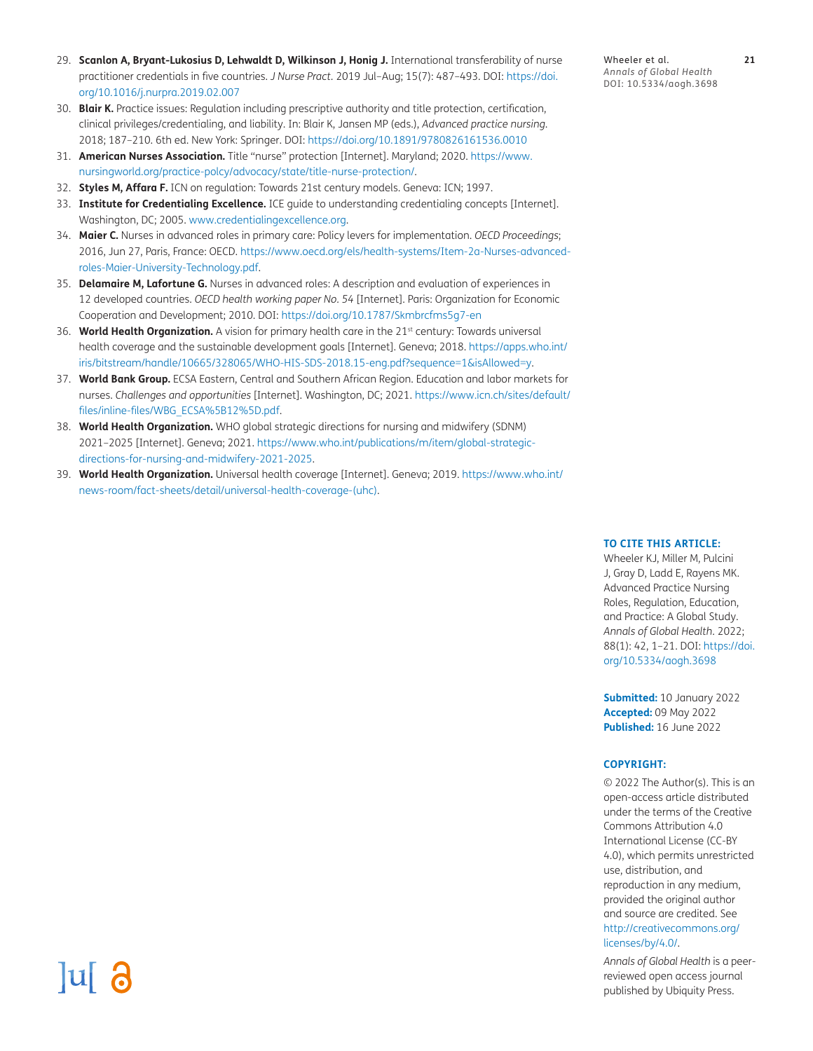29. **Scanlon A, Bryant-Lukosius D, Lehwaldt D, Wilkinson J, Honig J.** International transferability of nurse practitioner credentials in five countries. *J Nurse Pract.* 2019 Jul–Aug; 15(7): 487–493. DOI: https://doi.org/10.1016/j.nurpra.2019.02.007
30. **Blair K.** Practice issues: Regulation including prescriptive authority and title protection, certification, clinical privileges/credentialing, and liability. In: Blair K, Jansen MP (eds.), *Advanced practice nursing.* 2018; 187–210. 6th ed. New York: Springer. DOI: https://doi.org/10.1891/9780826161536.0010
31. **American Nurses Association.** Title "nurse" protection [Internet]. Maryland; 2020. https://www.nursingworld.org/practice-polcy/advocacy/state/title-nurse-protection/.
32. **Styles M, Affara F.** ICN on regulation: Towards 21st century models. Geneva: ICN; 1997.
33. **Institute for Credentialing Excellence.** ICE guide to understanding credentialing concepts [Internet]. Washington, DC; 2005. www.credentialingexcellence.org.
34. **Maier C.** Nurses in advanced roles in primary care: Policy levers for implementation. *OECD Proceedings*; 2016, Jun 27, Paris, France: OECD. https://www.oecd.org/els/health-systems/Item-2a-Nurses-advanced-roles-Maier-University-Technology.pdf.
35. **Delamaire M, Lafortune G.** Nurses in advanced roles: A description and evaluation of experiences in 12 developed countries. *OECD health working paper No. 54* [Internet]. Paris: Organization for Economic Cooperation and Development; 2010. DOI: https://doi.org/10.1787/5kmbrcfms5g7-en
36. **World Health Organization.** A vision for primary health care in the 21st century: Towards universal health coverage and the sustainable development goals [Internet]. Geneva; 2018. https://apps.who.int/iris/bitstream/handle/10665/328065/WHO-HIS-SDS-2018.15-eng.pdf?sequence=1&isAllowed=y.
37. **World Bank Group.** ECSA Eastern, Central and Southern African Region. Education and labor markets for nurses. *Challenges and opportunities* [Internet]. Washington, DC; 2021. https://www.icn.ch/sites/default/files/inline-files/WBG_ECSA%5B12%5D.pdf.
38. **World Health Organization.** WHO global strategic directions for nursing and midwifery (SDNM) 2021–2025 [Internet]. Geneva; 2021. https://www.who.int/publications/m/item/global-strategic-directions-for-nursing-and-midwifery-2021-2025.
39. **World Health Organization.** Universal health coverage [Internet]. Geneva; 2019. https://www.who.int/news-room/fact-sheets/detail/universal-health-coverage-(uhc).

**TO CITE THIS ARTICLE:**

Wheeler KJ, Miller M, Pulcini J, Gray D, Ladd E, Rayens MK. Advanced Practice Nursing Roles, Regulation, Education, and Practice: A Global Study. *Annals of Global Health*. 2022; 88(1): 42, 1–21. DOI: https://doi.org/10.5334/aogh.3698

**Submitted:** 10 January 2022
**Accepted:** 09 May 2022
**Published:** 16 June 2022

**COPYRIGHT:**

© 2022 The Author(s). This is an open-access article distributed under the terms of the Creative Commons Attribution 4.0 International License (CC-BY 4.0), which permits unrestricted use, distribution, and reproduction in any medium, provided the original author and source are credited. See http://creativecommons.org/licenses/by/4.0/.

*Annals of Global Health* is a peer-reviewed open access journal published by Ubiquity Press.